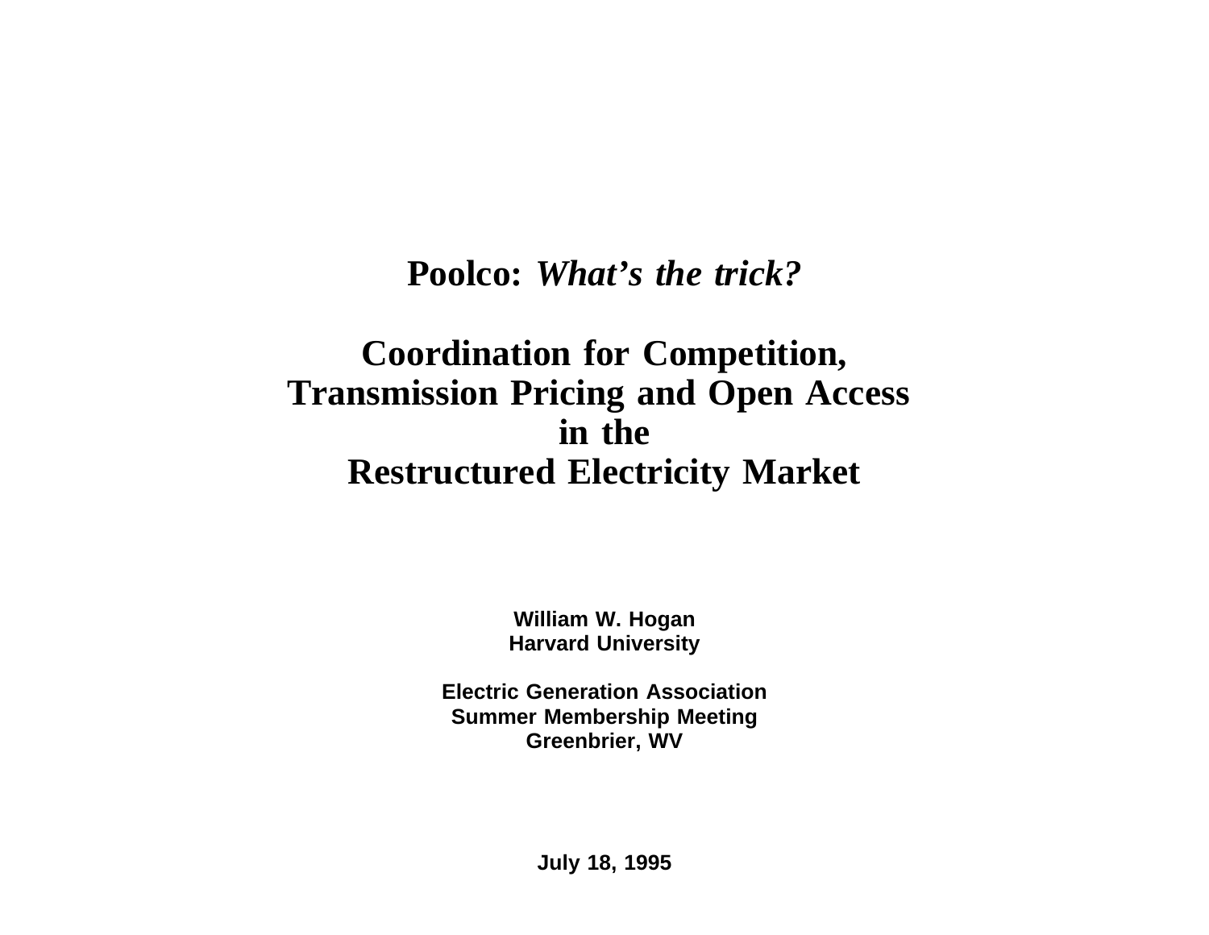# Poolco: *What's the trick?*

# Coordination for Competition, Transmission Pricing and Open Access in the Restructured Electricity Market

**William W. Hogan**
**Harvard University**

**Electric Generation Association**
**Summer Membership Meeting**
**Greenbrier, WV**

**July 18, 1995**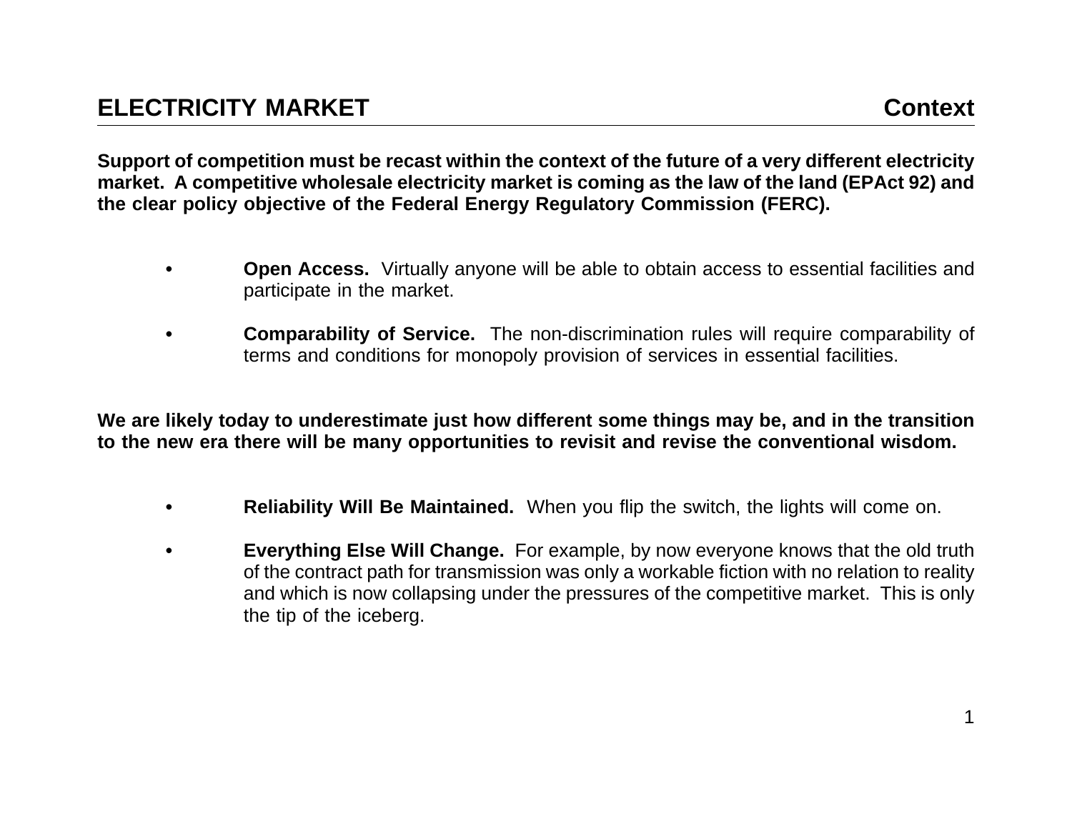## ELECTRICITY MARKET — Context

**Support of competition must be recast within the context of the future of a very different electricity market. A competitive wholesale electricity market is coming as the law of the land (EPAct 92) and the clear policy objective of the Federal Energy Regulatory Commission (FERC).**

- **Open Access.** Virtually anyone will be able to obtain access to essential facilities and participate in the market.

- **Comparability of Service.** The non-discrimination rules will require comparability of terms and conditions for monopoly provision of services in essential facilities.

**We are likely today to underestimate just how different some things may be, and in the transition to the new era there will be many opportunities to revisit and revise the conventional wisdom.**

- **Reliability Will Be Maintained.** When you flip the switch, the lights will come on.

- **Everything Else Will Change.** For example, by now everyone knows that the old truth of the contract path for transmission was only a workable fiction with no relation to reality and which is now collapsing under the pressures of the competitive market. This is only the tip of the iceberg.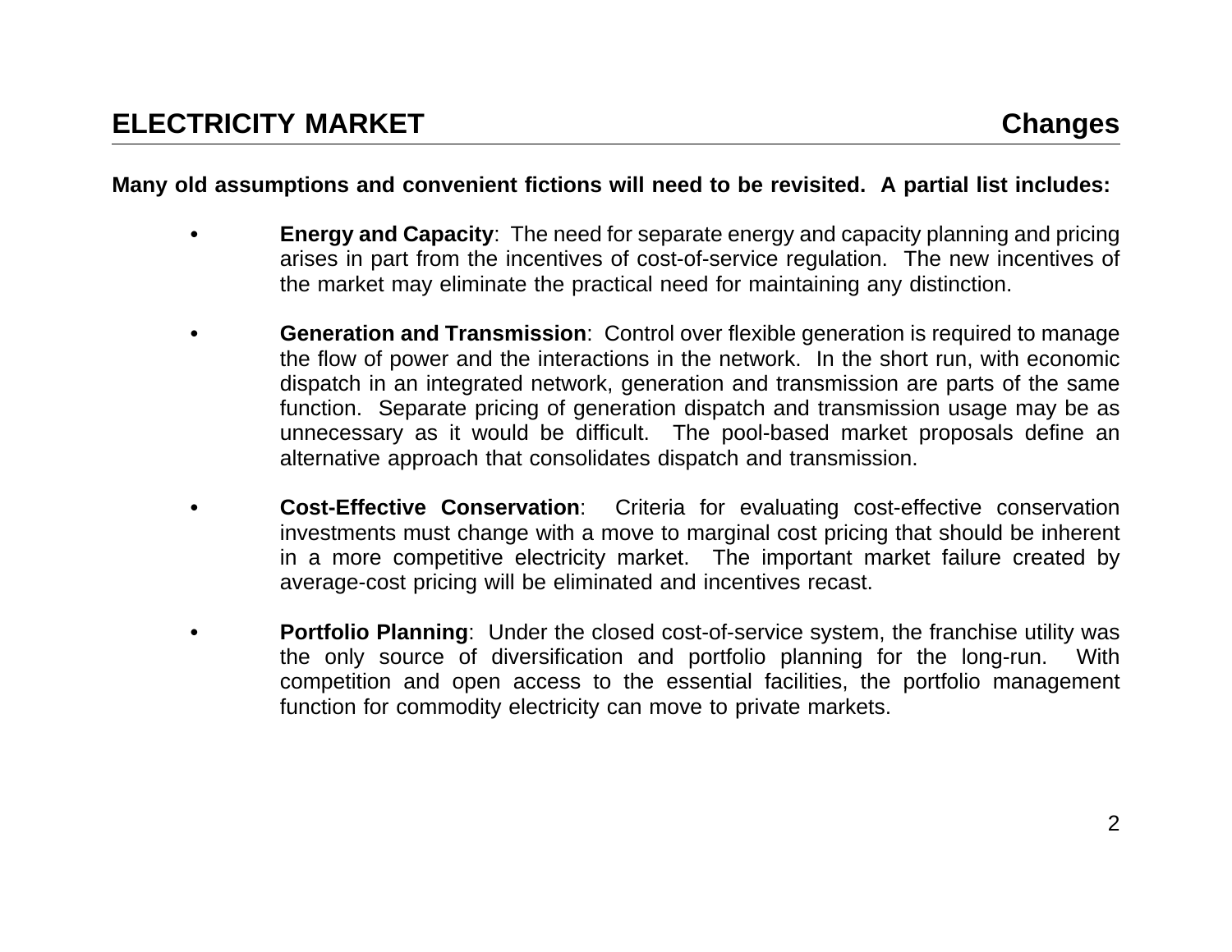## ELECTRICITY MARKET — Changes

**Many old assumptions and convenient fictions will need to be revisited. A partial list includes:**

- **Energy and Capacity**: The need for separate energy and capacity planning and pricing arises in part from the incentives of cost-of-service regulation. The new incentives of the market may eliminate the practical need for maintaining any distinction.

- **Generation and Transmission**: Control over flexible generation is required to manage the flow of power and the interactions in the network. In the short run, with economic dispatch in an integrated network, generation and transmission are parts of the same function. Separate pricing of generation dispatch and transmission usage may be as unnecessary as it would be difficult. The pool-based market proposals define an alternative approach that consolidates dispatch and transmission.

- **Cost-Effective Conservation**: Criteria for evaluating cost-effective conservation investments must change with a move to marginal cost pricing that should be inherent in a more competitive electricity market. The important market failure created by average-cost pricing will be eliminated and incentives recast.

- **Portfolio Planning**: Under the closed cost-of-service system, the franchise utility was the only source of diversification and portfolio planning for the long-run. With competition and open access to the essential facilities, the portfolio management function for commodity electricity can move to private markets.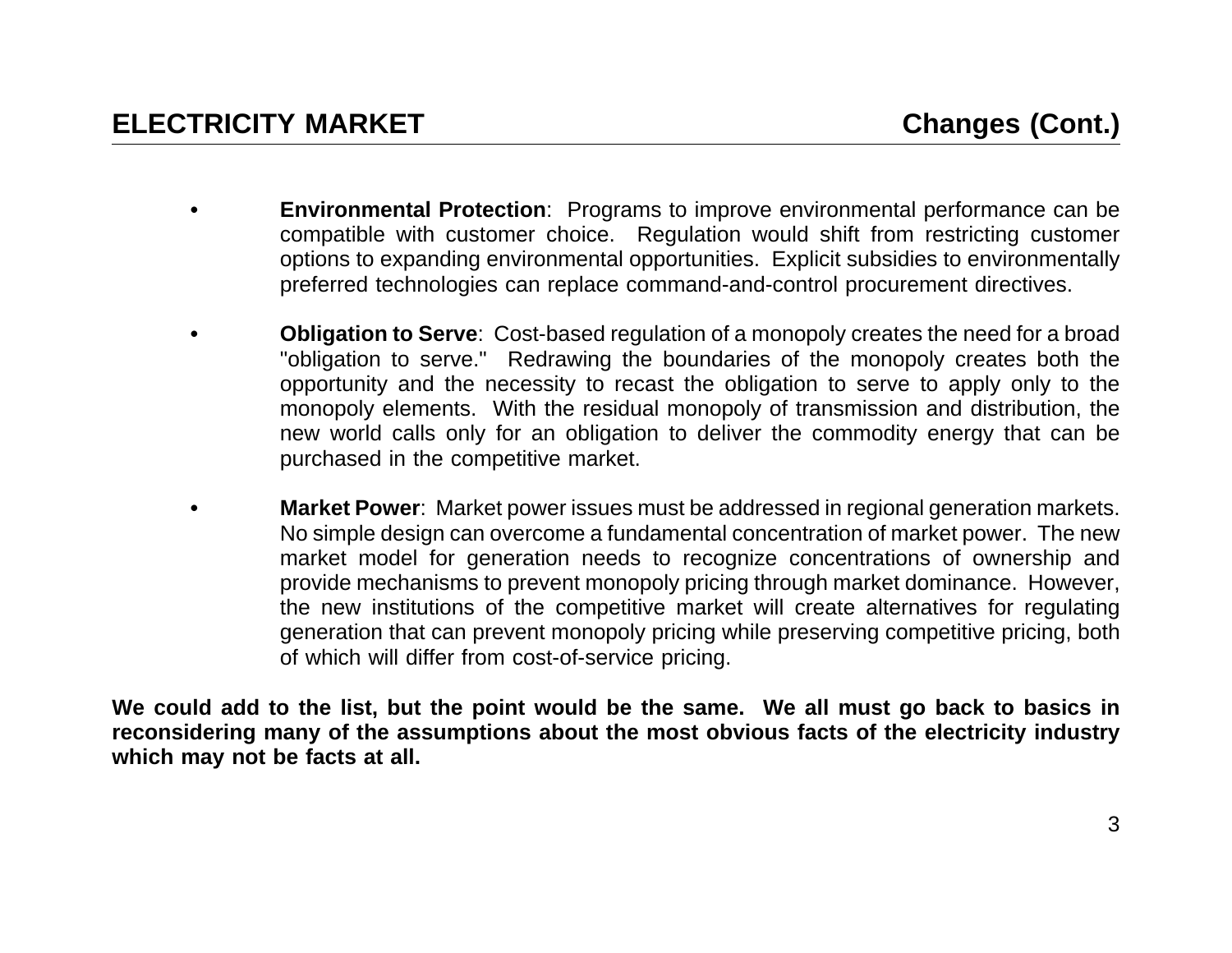## ELECTRICITY MARKET — Changes (Cont.)

- **Environmental Protection**: Programs to improve environmental performance can be compatible with customer choice. Regulation would shift from restricting customer options to expanding environmental opportunities. Explicit subsidies to environmentally preferred technologies can replace command-and-control procurement directives.

- **Obligation to Serve**: Cost-based regulation of a monopoly creates the need for a broad "obligation to serve." Redrawing the boundaries of the monopoly creates both the opportunity and the necessity to recast the obligation to serve to apply only to the monopoly elements. With the residual monopoly of transmission and distribution, the new world calls only for an obligation to deliver the commodity energy that can be purchased in the competitive market.

- **Market Power**: Market power issues must be addressed in regional generation markets. No simple design can overcome a fundamental concentration of market power. The new market model for generation needs to recognize concentrations of ownership and provide mechanisms to prevent monopoly pricing through market dominance. However, the new institutions of the competitive market will create alternatives for regulating generation that can prevent monopoly pricing while preserving competitive pricing, both of which will differ from cost-of-service pricing.

**We could add to the list, but the point would be the same. We all must go back to basics in reconsidering many of the assumptions about the most obvious facts of the electricity industry which may not be facts at all.**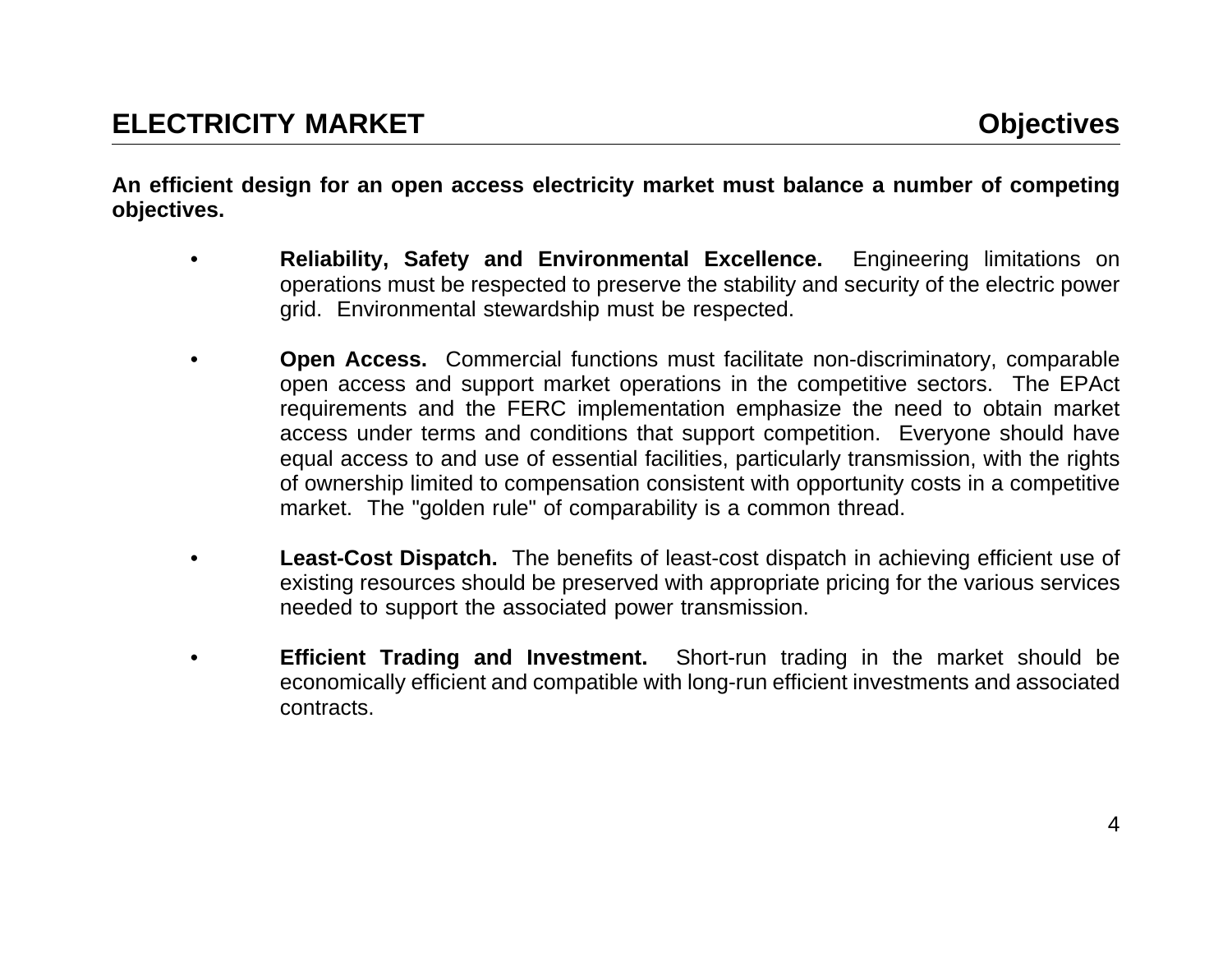## ELECTRICITY MARKET — Objectives

**An efficient design for an open access electricity market must balance a number of competing objectives.**

- **Reliability, Safety and Environmental Excellence.** Engineering limitations on operations must be respected to preserve the stability and security of the electric power grid. Environmental stewardship must be respected.

- **Open Access.** Commercial functions must facilitate non-discriminatory, comparable open access and support market operations in the competitive sectors. The EPAct requirements and the FERC implementation emphasize the need to obtain market access under terms and conditions that support competition. Everyone should have equal access to and use of essential facilities, particularly transmission, with the rights of ownership limited to compensation consistent with opportunity costs in a competitive market. The "golden rule" of comparability is a common thread.

- **Least-Cost Dispatch.** The benefits of least-cost dispatch in achieving efficient use of existing resources should be preserved with appropriate pricing for the various services needed to support the associated power transmission.

- **Efficient Trading and Investment.** Short-run trading in the market should be economically efficient and compatible with long-run efficient investments and associated contracts.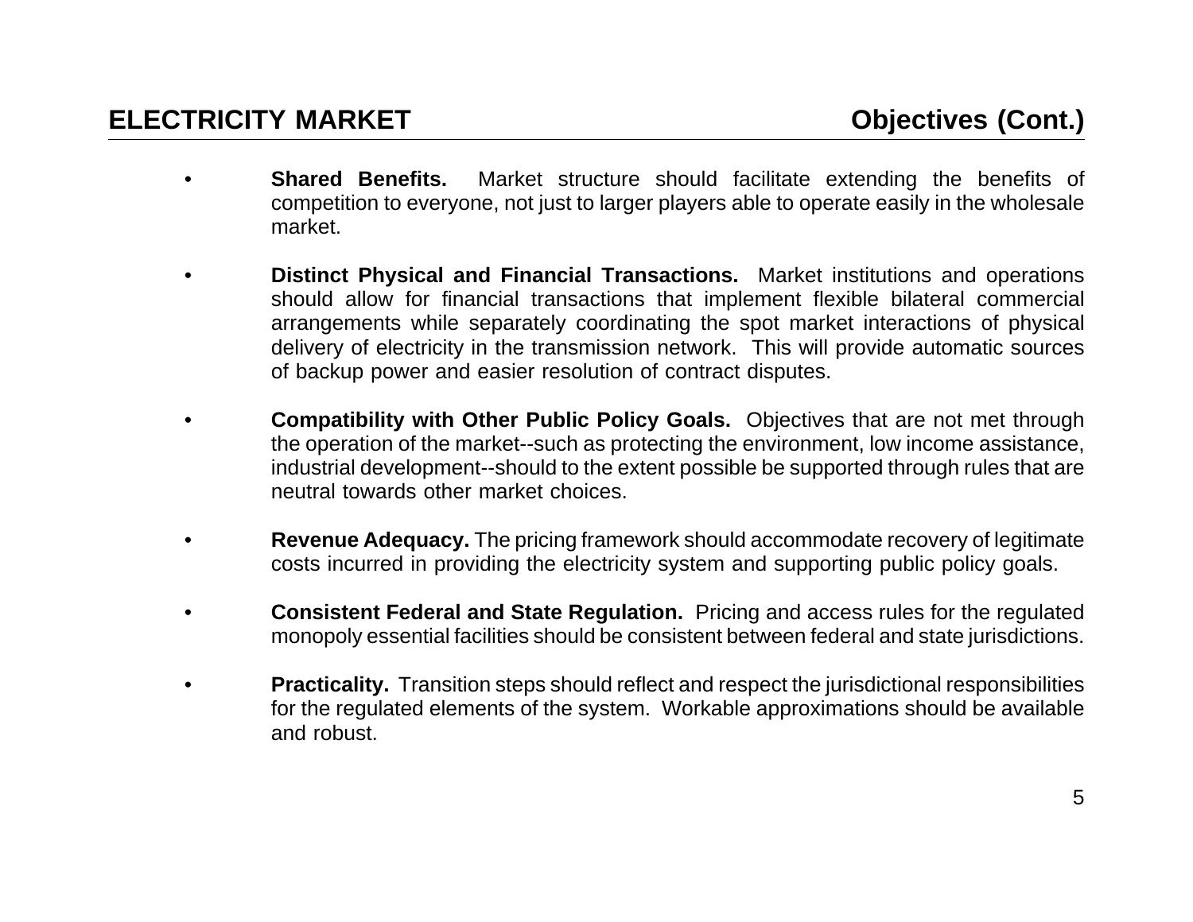## ELECTRICITY MARKET — Objectives (Cont.)

- **Shared Benefits.** Market structure should facilitate extending the benefits of competition to everyone, not just to larger players able to operate easily in the wholesale market.

- **Distinct Physical and Financial Transactions.** Market institutions and operations should allow for financial transactions that implement flexible bilateral commercial arrangements while separately coordinating the spot market interactions of physical delivery of electricity in the transmission network. This will provide automatic sources of backup power and easier resolution of contract disputes.

- **Compatibility with Other Public Policy Goals.** Objectives that are not met through the operation of the market--such as protecting the environment, low income assistance, industrial development--should to the extent possible be supported through rules that are neutral towards other market choices.

- **Revenue Adequacy.** The pricing framework should accommodate recovery of legitimate costs incurred in providing the electricity system and supporting public policy goals.

- **Consistent Federal and State Regulation.** Pricing and access rules for the regulated monopoly essential facilities should be consistent between federal and state jurisdictions.

- **Practicality.** Transition steps should reflect and respect the jurisdictional responsibilities for the regulated elements of the system. Workable approximations should be available and robust.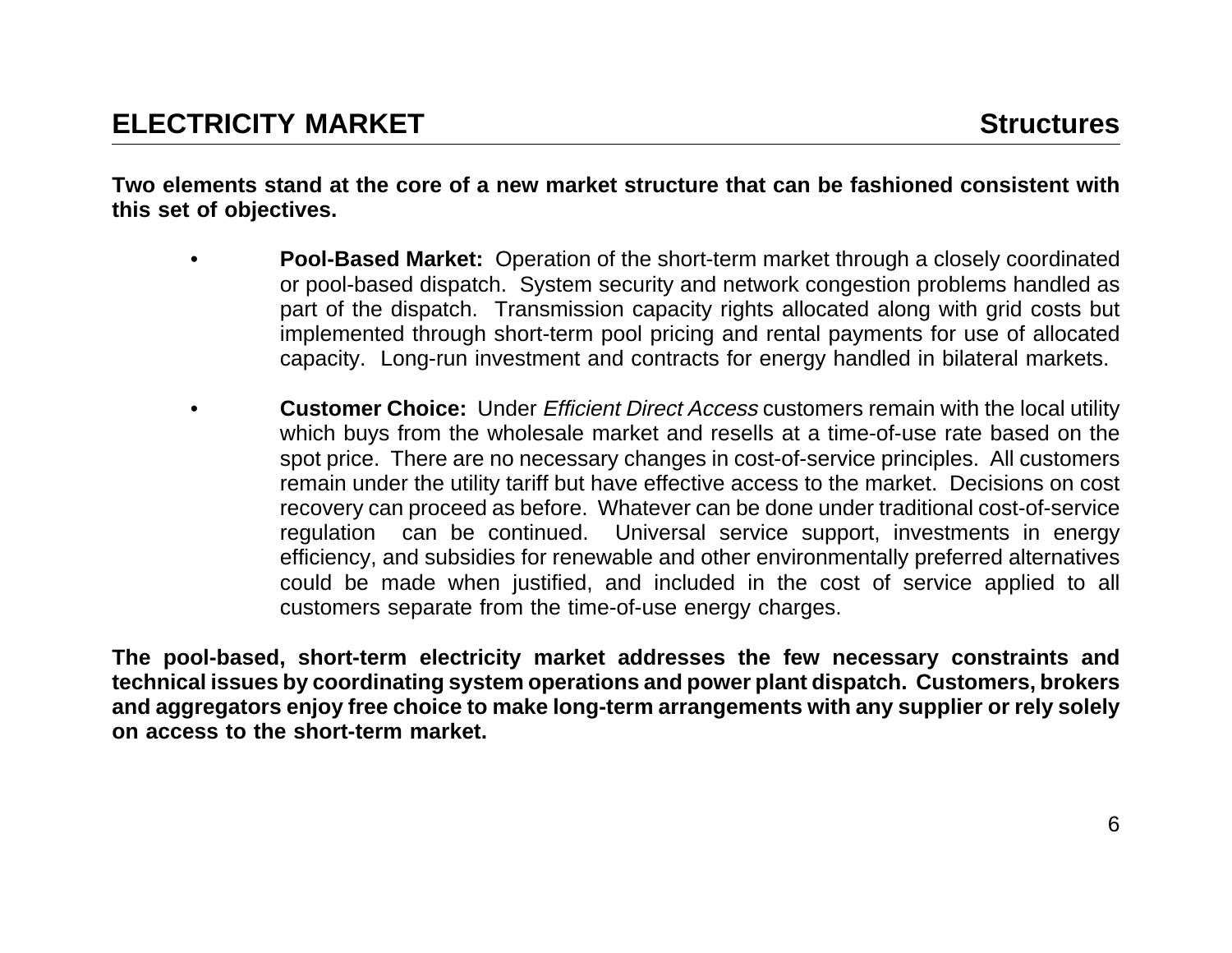## ELECTRICITY MARKET — Structures

**Two elements stand at the core of a new market structure that can be fashioned consistent with this set of objectives.**

- **Pool-Based Market:** Operation of the short-term market through a closely coordinated or pool-based dispatch. System security and network congestion problems handled as part of the dispatch. Transmission capacity rights allocated along with grid costs but implemented through short-term pool pricing and rental payments for use of allocated capacity. Long-run investment and contracts for energy handled in bilateral markets.

- **Customer Choice:** Under *Efficient Direct Access* customers remain with the local utility which buys from the wholesale market and resells at a time-of-use rate based on the spot price. There are no necessary changes in cost-of-service principles. All customers remain under the utility tariff but have effective access to the market. Decisions on cost recovery can proceed as before. Whatever can be done under traditional cost-of-service regulation can be continued. Universal service support, investments in energy efficiency, and subsidies for renewable and other environmentally preferred alternatives could be made when justified, and included in the cost of service applied to all customers separate from the time-of-use energy charges.

**The pool-based, short-term electricity market addresses the few necessary constraints and technical issues by coordinating system operations and power plant dispatch. Customers, brokers and aggregators enjoy free choice to make long-term arrangements with any supplier or rely solely on access to the short-term market.**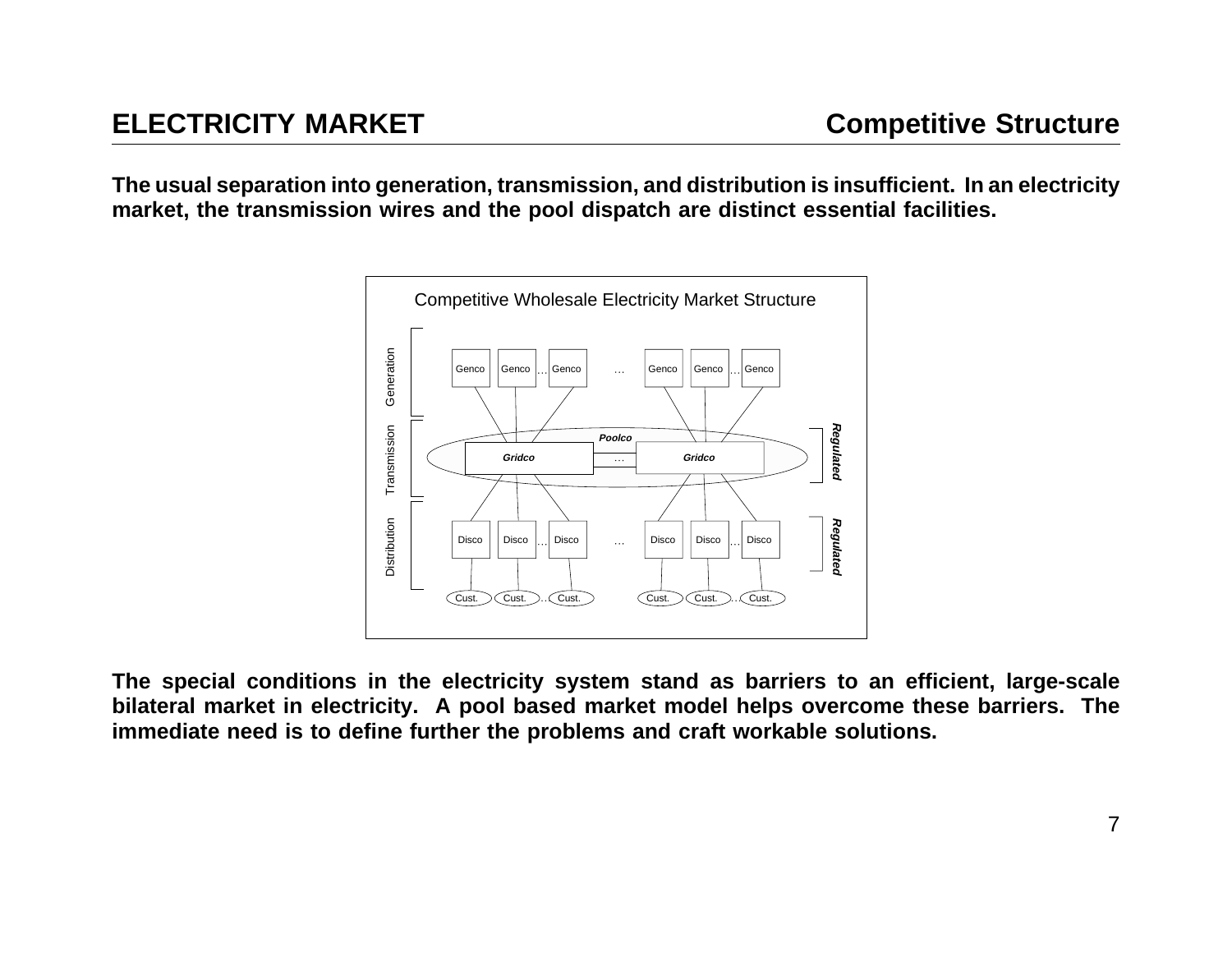# ELECTRICITY MARKET — Competitive Structure

**The usual separation into generation, transmission, and distribution is insufficient. In an electricity market, the transmission wires and the pool dispatch are distinct essential facilities.**

Competitive Wholesale Electricity Market Structure

Generation: Genco Genco … Genco … Genco Genco … Genco

Transmission: *Poolco* — *Gridco* … *Gridco* — ***Regulated***

Distribution: Disco Disco … Disco … Disco Disco … Disco — ***Regulated***

Cust. Cust. … Cust. Cust. Cust. … Cust.

**The special conditions in the electricity system stand as barriers to an efficient, large-scale bilateral market in electricity. A pool based market model helps overcome these barriers. The immediate need is to define further the problems and craft workable solutions.**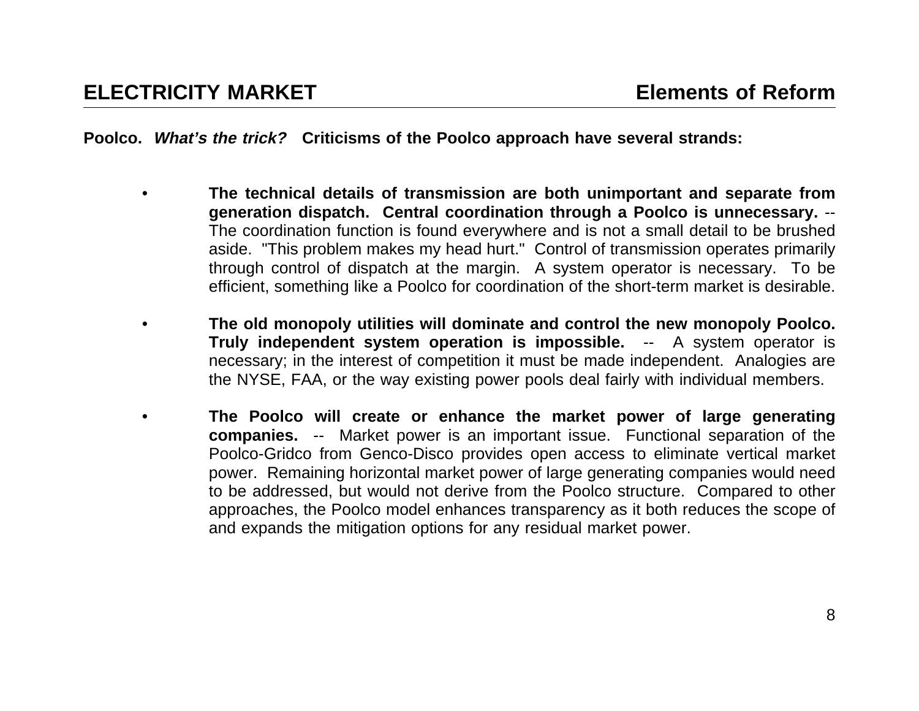## ELECTRICITY MARKET — Elements of Reform

**Poolco.** ***What's the trick?*** **Criticisms of the Poolco approach have several strands:**

- **The technical details of transmission are both unimportant and separate from generation dispatch. Central coordination through a Poolco is unnecessary.** -- The coordination function is found everywhere and is not a small detail to be brushed aside. "This problem makes my head hurt." Control of transmission operates primarily through control of dispatch at the margin. A system operator is necessary. To be efficient, something like a Poolco for coordination of the short-term market is desirable.

- **The old monopoly utilities will dominate and control the new monopoly Poolco. Truly independent system operation is impossible.** -- A system operator is necessary; in the interest of competition it must be made independent. Analogies are the NYSE, FAA, or the way existing power pools deal fairly with individual members.

- **The Poolco will create or enhance the market power of large generating companies.** -- Market power is an important issue. Functional separation of the Poolco-Gridco from Genco-Disco provides open access to eliminate vertical market power. Remaining horizontal market power of large generating companies would need to be addressed, but would not derive from the Poolco structure. Compared to other approaches, the Poolco model enhances transparency as it both reduces the scope of and expands the mitigation options for any residual market power.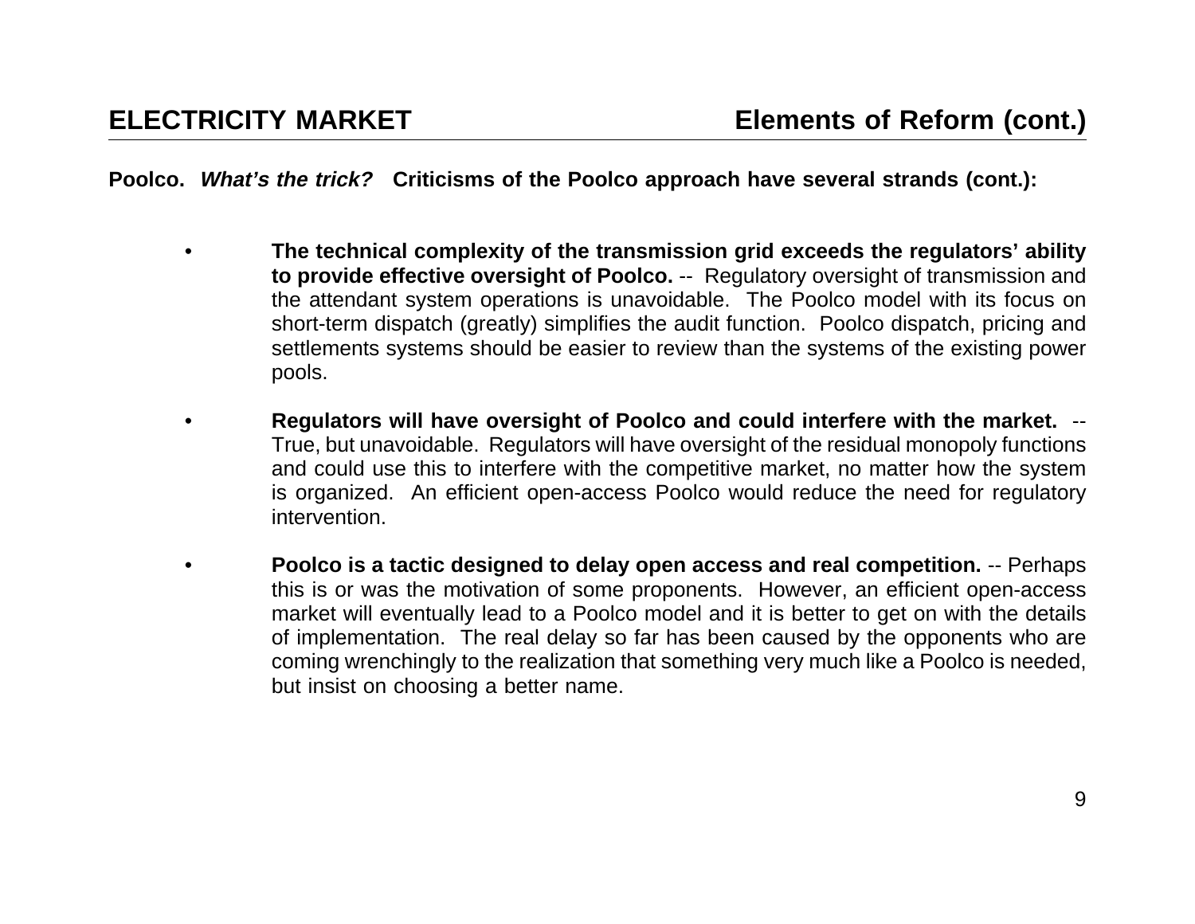## ELECTRICITY MARKET — Elements of Reform (cont.)

**Poolco.** ***What's the trick?*** **Criticisms of the Poolco approach have several strands (cont.):**

- **The technical complexity of the transmission grid exceeds the regulators' ability to provide effective oversight of Poolco.** -- Regulatory oversight of transmission and the attendant system operations is unavoidable. The Poolco model with its focus on short-term dispatch (greatly) simplifies the audit function. Poolco dispatch, pricing and settlements systems should be easier to review than the systems of the existing power pools.

- **Regulators will have oversight of Poolco and could interfere with the market.** -- True, but unavoidable. Regulators will have oversight of the residual monopoly functions and could use this to interfere with the competitive market, no matter how the system is organized. An efficient open-access Poolco would reduce the need for regulatory intervention.

- **Poolco is a tactic designed to delay open access and real competition.** -- Perhaps this is or was the motivation of some proponents. However, an efficient open-access market will eventually lead to a Poolco model and it is better to get on with the details of implementation. The real delay so far has been caused by the opponents who are coming wrenchingly to the realization that something very much like a Poolco is needed, but insist on choosing a better name.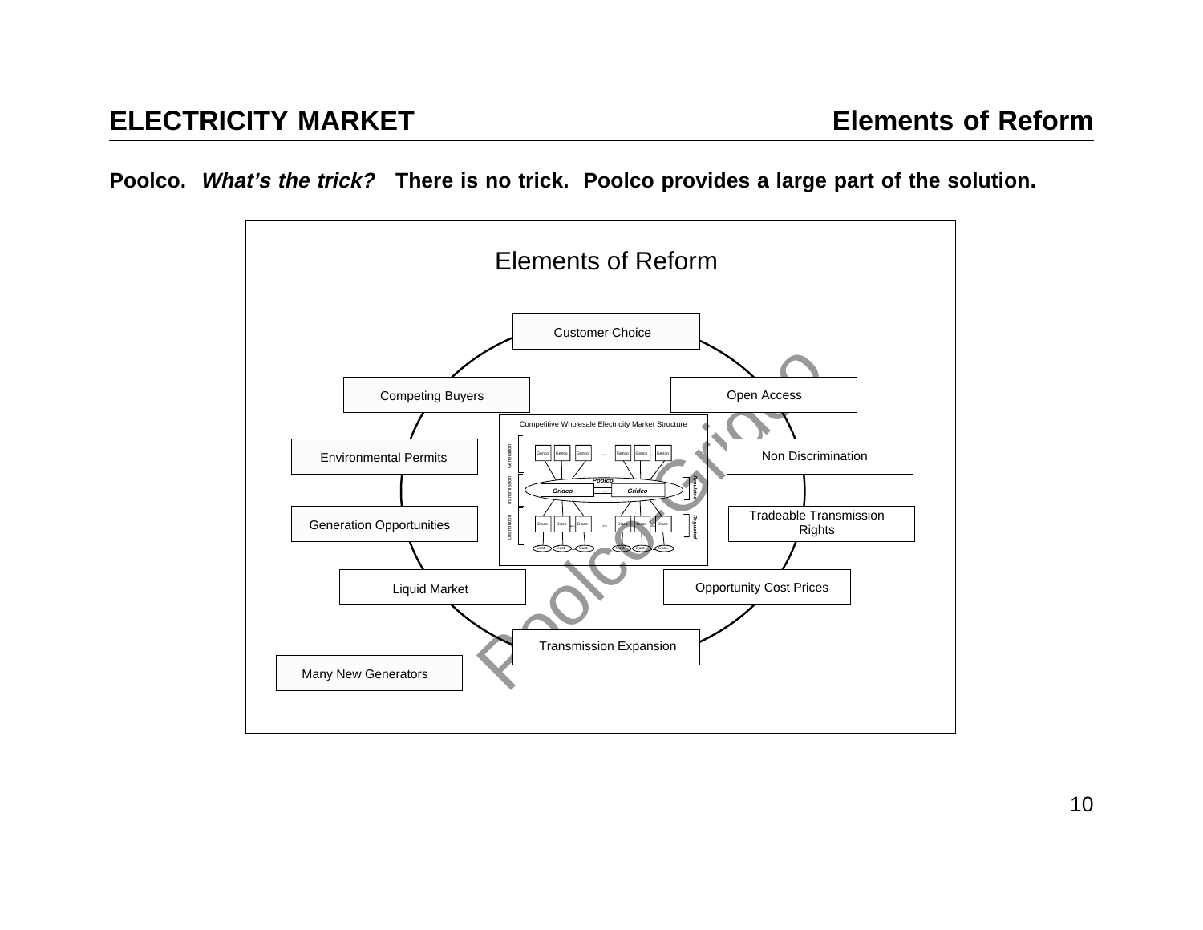## ELECTRICITY MARKET — Elements of Reform

**Poolco.** ***What's the trick?*** **There is no trick. Poolco provides a large part of the solution.**

Elements of Reform

- Customer Choice
- Open Access
- Non Discrimination
- Tradeable Transmission Rights
- Opportunity Cost Prices
- Transmission Expansion
- Liquid Market
- Generation Opportunities
- Environmental Permits
- Competing Buyers
- Many New Generators

Competitive Wholesale Electricity Market Structure

Generation: Genco, Genco, Genco, ..., Genco, Genco, Genco

Transmission: Poolco — Gridco, Gridco (Regulated)

Distribution: Disco, Disco, Disco, ..., Disco, Disco, Disco (Regulated)

Cust. Cust. Cust. Cust. Cust. Cust.

Poolco-Gridco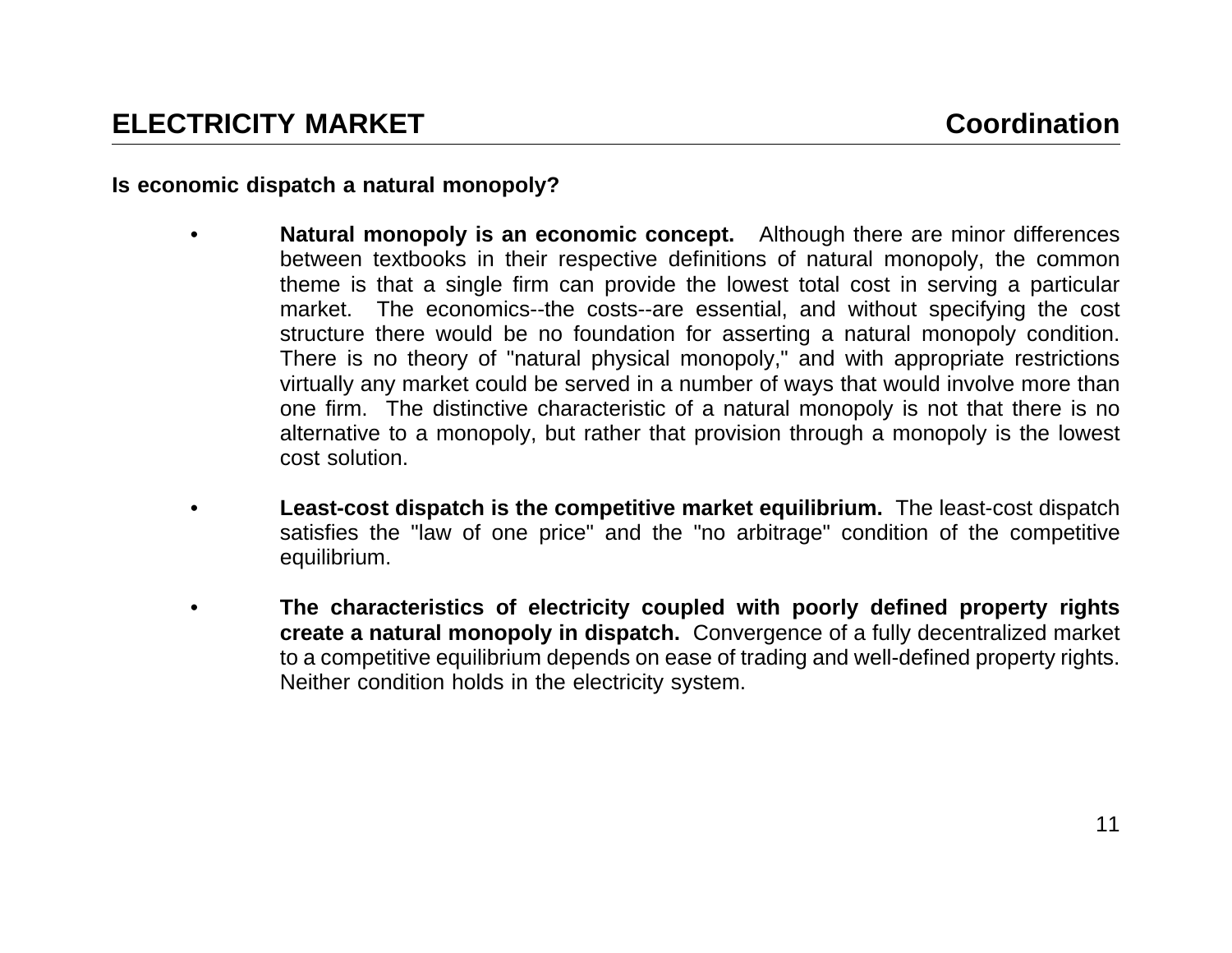## ELECTRICITY MARKET — Coordination

**Is economic dispatch a natural monopoly?**

- **Natural monopoly is an economic concept.** Although there are minor differences between textbooks in their respective definitions of natural monopoly, the common theme is that a single firm can provide the lowest total cost in serving a particular market. The economics--the costs--are essential, and without specifying the cost structure there would be no foundation for asserting a natural monopoly condition. There is no theory of "natural physical monopoly," and with appropriate restrictions virtually any market could be served in a number of ways that would involve more than one firm. The distinctive characteristic of a natural monopoly is not that there is no alternative to a monopoly, but rather that provision through a monopoly is the lowest cost solution.

- **Least-cost dispatch is the competitive market equilibrium.** The least-cost dispatch satisfies the "law of one price" and the "no arbitrage" condition of the competitive equilibrium.

- **The characteristics of electricity coupled with poorly defined property rights create a natural monopoly in dispatch.** Convergence of a fully decentralized market to a competitive equilibrium depends on ease of trading and well-defined property rights. Neither condition holds in the electricity system.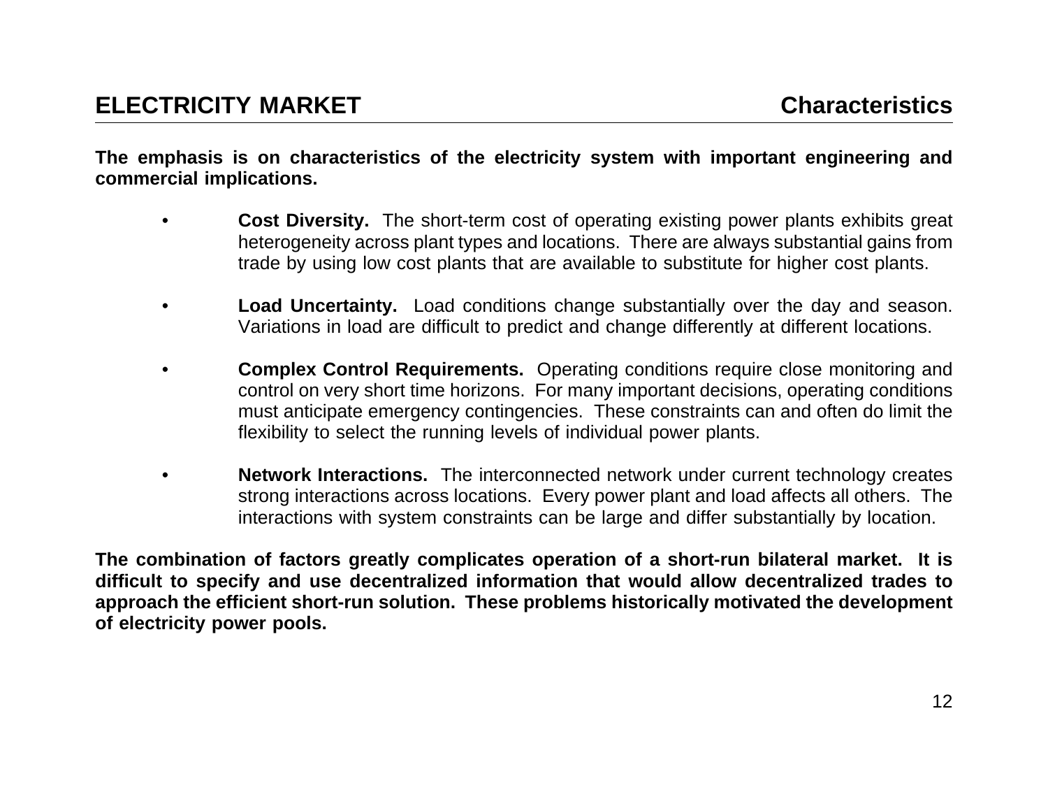## ELECTRICITY MARKET — Characteristics

**The emphasis is on characteristics of the electricity system with important engineering and commercial implications.**

- **Cost Diversity.** The short-term cost of operating existing power plants exhibits great heterogeneity across plant types and locations. There are always substantial gains from trade by using low cost plants that are available to substitute for higher cost plants.

- **Load Uncertainty.** Load conditions change substantially over the day and season. Variations in load are difficult to predict and change differently at different locations.

- **Complex Control Requirements.** Operating conditions require close monitoring and control on very short time horizons. For many important decisions, operating conditions must anticipate emergency contingencies. These constraints can and often do limit the flexibility to select the running levels of individual power plants.

- **Network Interactions.** The interconnected network under current technology creates strong interactions across locations. Every power plant and load affects all others. The interactions with system constraints can be large and differ substantially by location.

**The combination of factors greatly complicates operation of a short-run bilateral market. It is difficult to specify and use decentralized information that would allow decentralized trades to approach the efficient short-run solution. These problems historically motivated the development of electricity power pools.**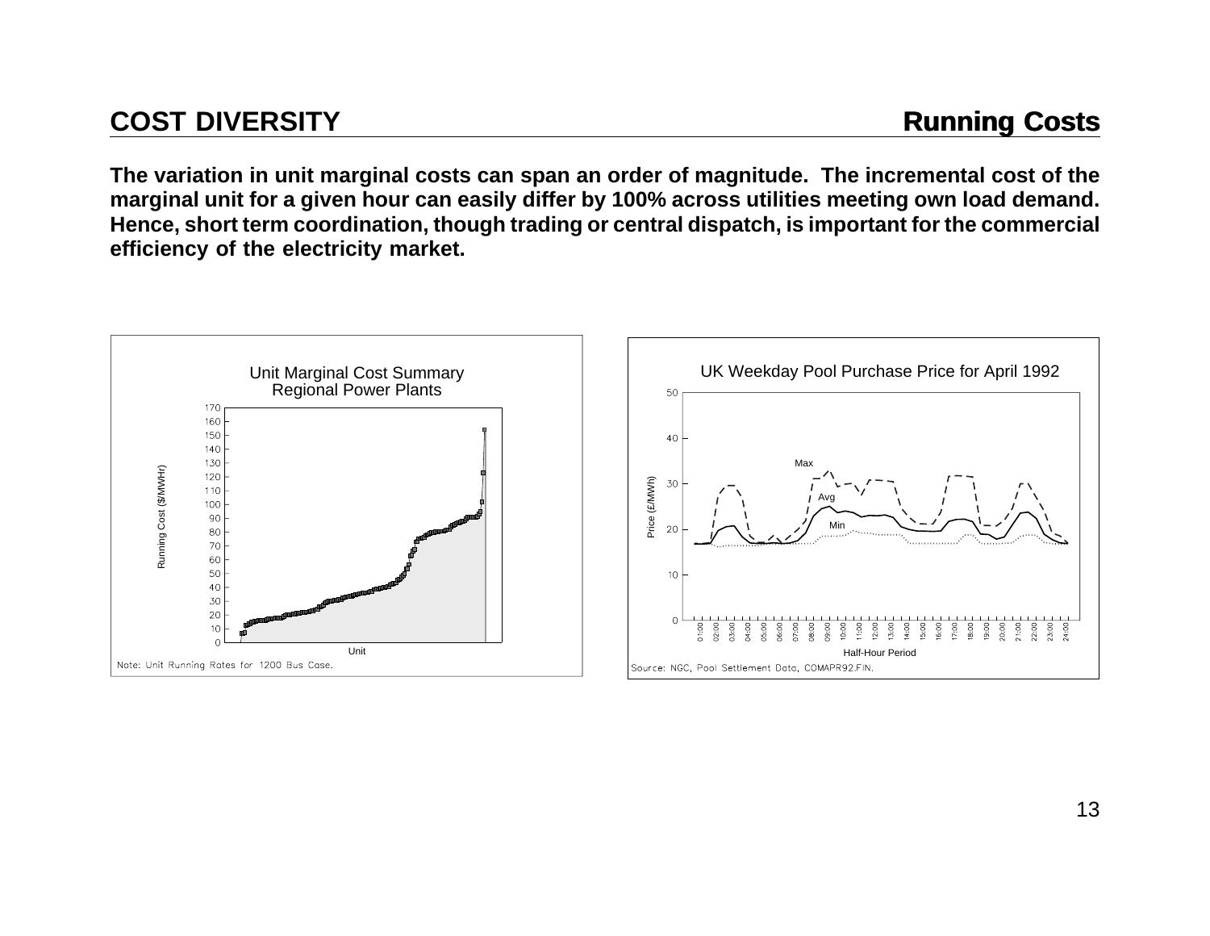## COST DIVERSITY

## Running Costs

**The variation in unit marginal costs can span an order of magnitude. The incremental cost of the marginal unit for a given hour can easily differ by 100% across utilities meeting own load demand. Hence, short term coordination, though trading or central dispatch, is important for the commercial efficiency of the electricity market.**

Unit Marginal Cost Summary
Regional Power Plants

Note: Unit Running Rates for 1200 Bus Case.

UK Weekday Pool Purchase Price for April 1992

Source: NGC, Pool Settlement Data, COMAPR92.FIN.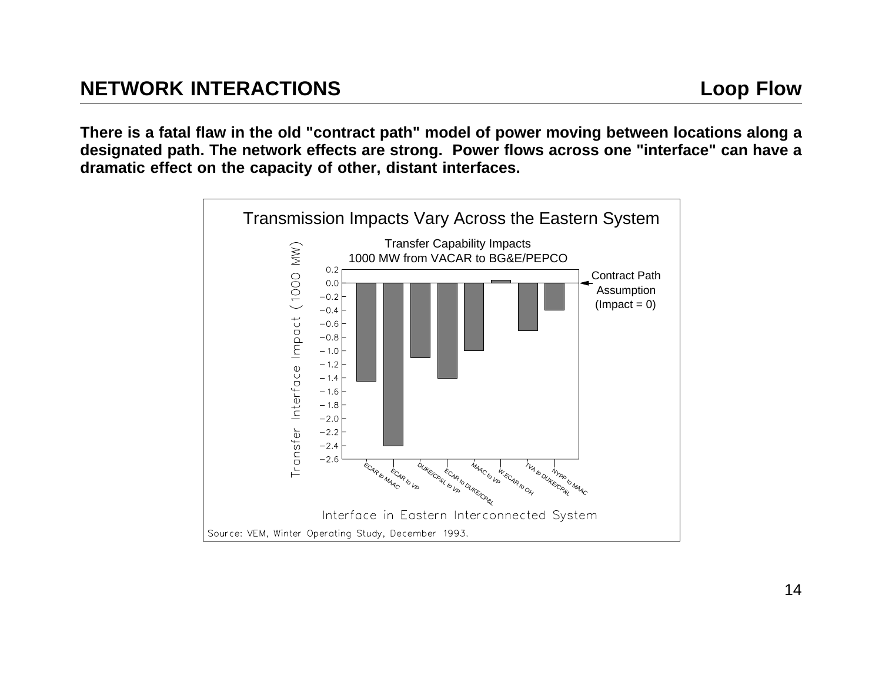## NETWORK INTERACTIONS — Loop Flow

**There is a fatal flaw in the old "contract path" model of power moving between locations along a designated path. The network effects are strong. Power flows across one "interface" can have a dramatic effect on the capacity of other, distant interfaces.**

**Transmission Impacts Vary Across the Eastern System**

Transfer Capability Impacts
1000 MW from VACAR to BG&E/PEPCO

| Interface in Eastern Interconnected System | Transfer Interface Impact (1000 MW) |
|---|---|
| ECAR to MAAC | -1.45 |
| ECAR to VP | -2.4 |
| DUKE/CP&L to VP | -1.1 |
| ECAR to DUKE/CP&L | -1.4 |
| MAAC to VP | -1.0 |
| W.ECAR to OH | 0.04 |
| TVA to DUKE/CP&L | -0.7 |
| NYPP to MAAC | -0.4 |

Contract Path Assumption (Impact = 0)

Source: VEM, Winter Operating Study, December 1993.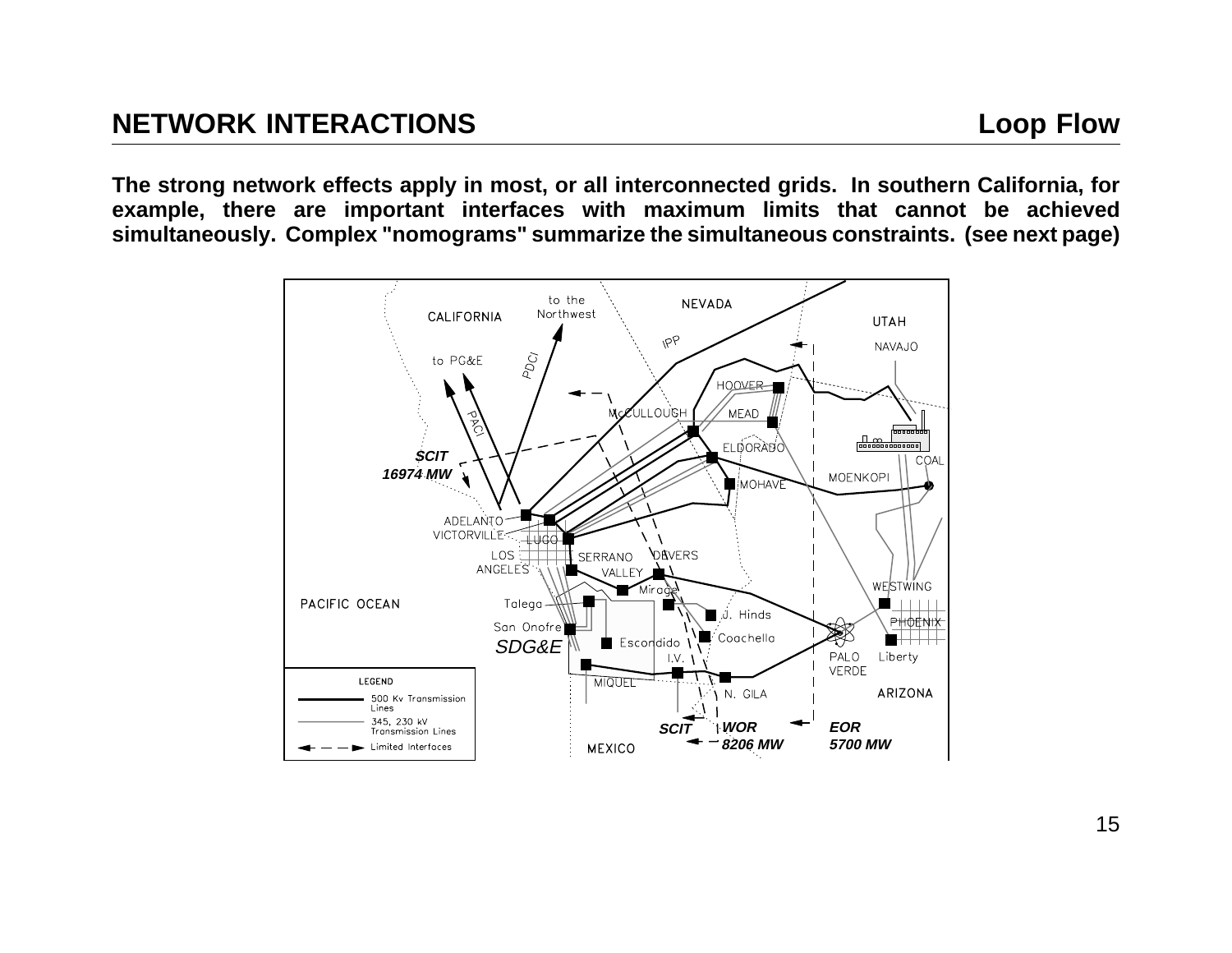## NETWORK INTERACTIONS

**Loop Flow**

**The strong network effects apply in most, or all interconnected grids. In southern California, for example, there are important interfaces with maximum limits that cannot be achieved simultaneously. Complex "nomograms" summarize the simultaneous constraints. (see next page)**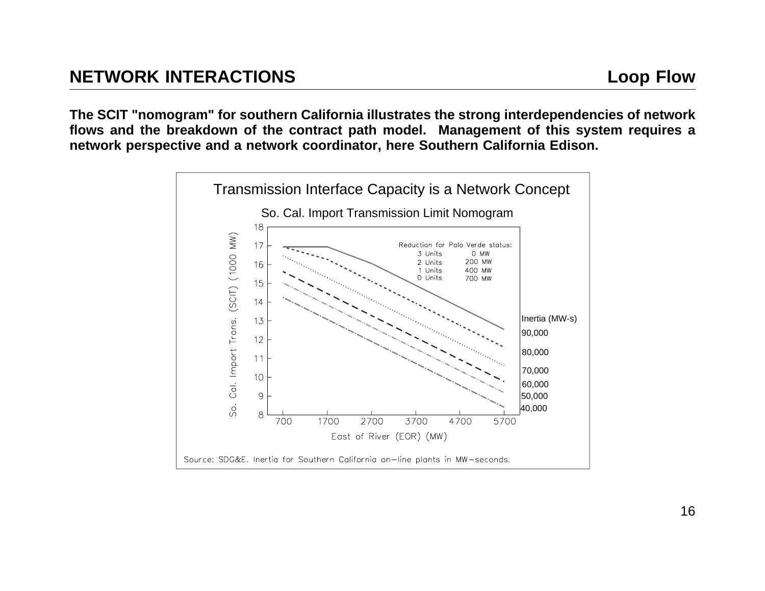## NETWORK INTERACTIONS Loop Flow

**The SCIT "nomogram" for southern California illustrates the strong interdependencies of network flows and the breakdown of the contract path model. Management of this system requires a network perspective and a network coordinator, here Southern California Edison.**

Transmission Interface Capacity is a Network Concept

So. Cal. Import Transmission Limit Nomogram

| Reduction for Palo Verde status: | |
|---|---|
| 3 Units | 0 MW |
| 2 Units | 200 MW |
| 1 Units | 400 MW |
| 0 Units | 700 MW |

Inertia (MW-s): 90,000; 80,000; 70,000; 60,000; 50,000; 40,000

Y-axis: So. Cal. Import Trans. (SCIT) (1000 MW)

X-axis: East of River (EOR) (MW)

Source: SDG&E. Inertia for Southern California on-line plants in MW-seconds.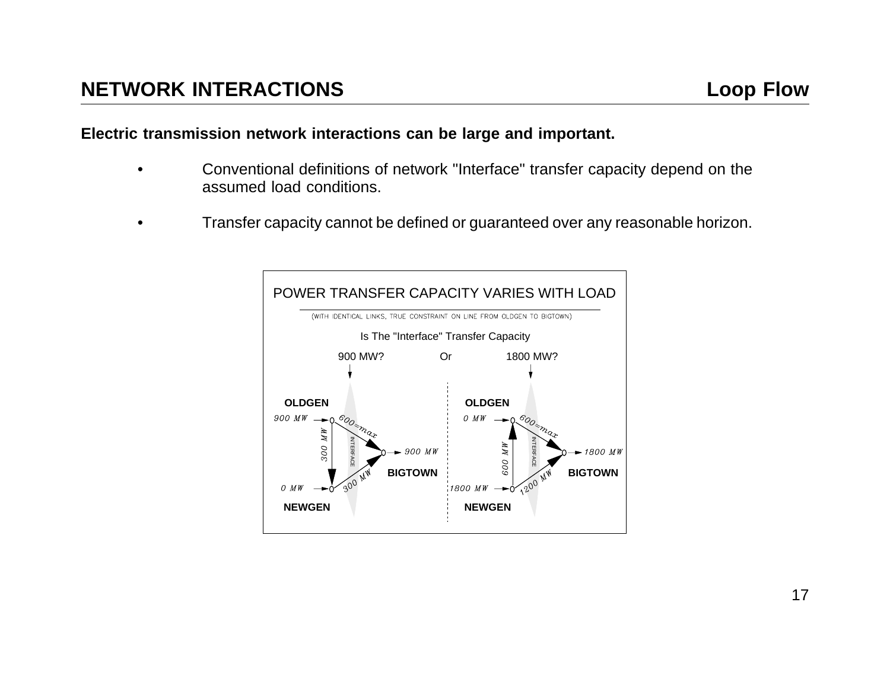## NETWORK INTERACTIONS

**Loop Flow**

**Electric transmission network interactions can be large and important.**

- Conventional definitions of network "Interface" transfer capacity depend on the assumed load conditions.

- Transfer capacity cannot be defined or guaranteed over any reasonable horizon.

POWER TRANSFER CAPACITY VARIES WITH LOAD

(WITH IDENTICAL LINKS, TRUE CONSTRAINT ON LINE FROM OLDGEN TO BIGTOWN)

Is The "Interface" Transfer Capacity

900 MW? Or 1800 MW?

OLDGEN 900 MW — 600=max — 300 MW — INTERFACE — 300 MW — 900 MW BIGTOWN — 0 MW NEWGEN

OLDGEN 0 MW — 600=max — 600 MW — INTERFACE — 1200 MW — 1800 MW BIGTOWN — 1800 MW NEWGEN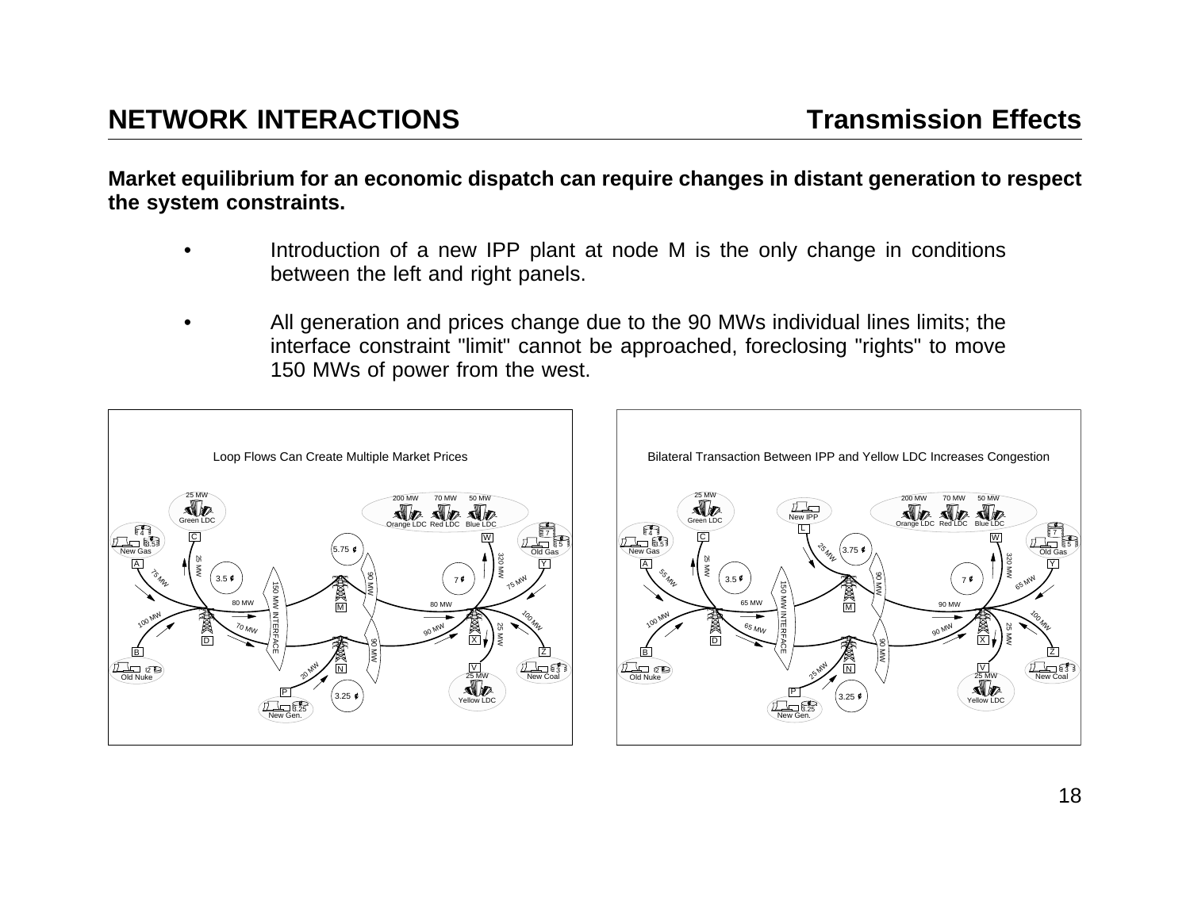# NETWORK INTERACTIONS

## Transmission Effects

**Market equilibrium for an economic dispatch can require changes in distant generation to respect the system constraints.**

- Introduction of a new IPP plant at node M is the only change in conditions between the left and right panels.

- All generation and prices change due to the 90 MWs individual lines limits; the interface constraint "limit" cannot be approached, foreclosing "rights" to move 150 MWs of power from the west.

Loop Flows Can Create Multiple Market Prices

Bilateral Transaction Between IPP and Yellow LDC Increases Congestion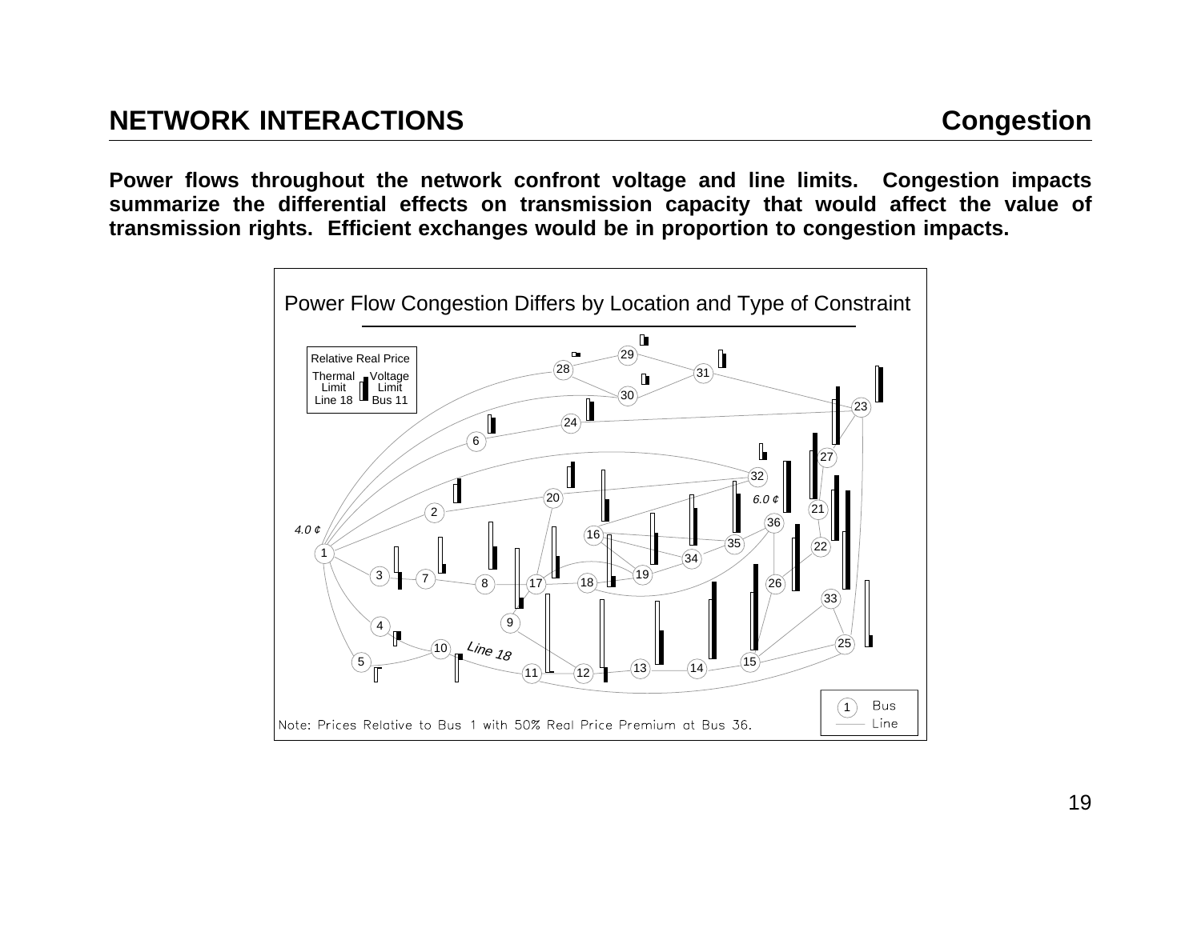## NETWORK INTERACTIONS — Congestion

**Power flows throughout the network confront voltage and line limits. Congestion impacts summarize the differential effects on transmission capacity that would affect the value of transmission rights. Efficient exchanges would be in proportion to congestion impacts.**

Power Flow Congestion Differs by Location and Type of Constraint

Relative Real Price: Thermal Limit Line 18 / Voltage Limit Bus 11

Note: Prices Relative to Bus 1 with 50% Real Price Premium at Bus 36.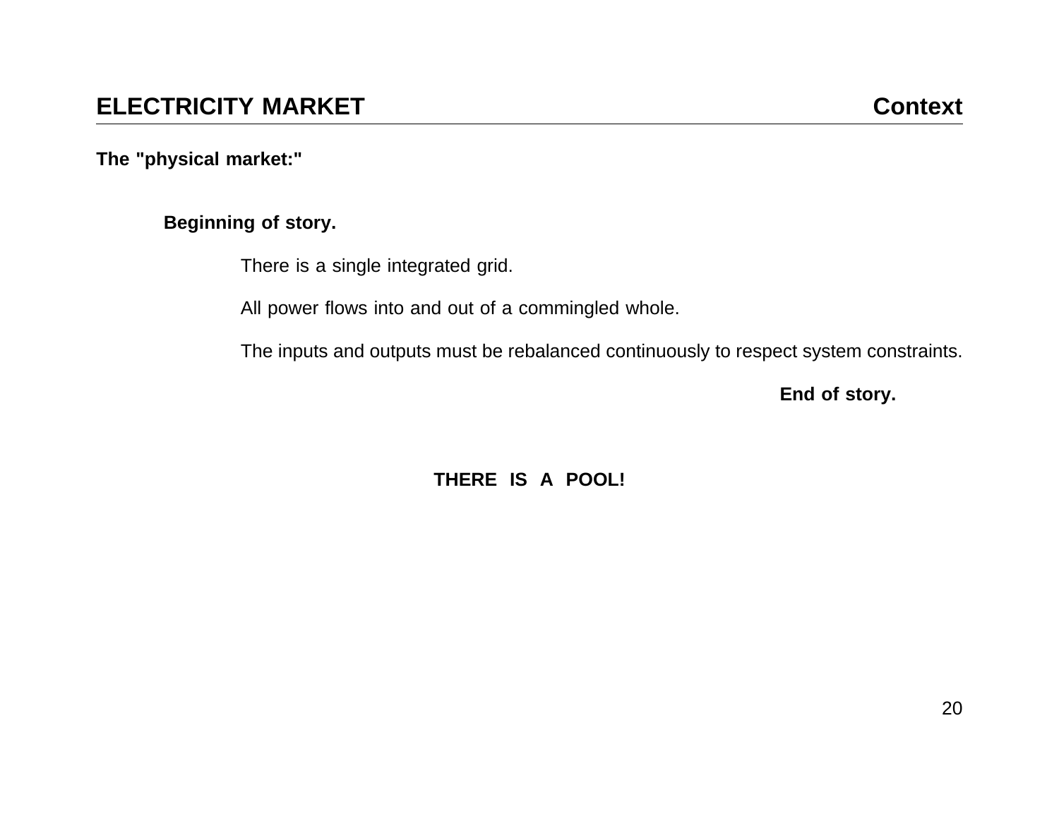## ELECTRICITY MARKET — Context

**The "physical market:"**

**Beginning of story.**

There is a single integrated grid.

All power flows into and out of a commingled whole.

The inputs and outputs must be rebalanced continuously to respect system constraints.

**End of story.**

**THERE IS A POOL!**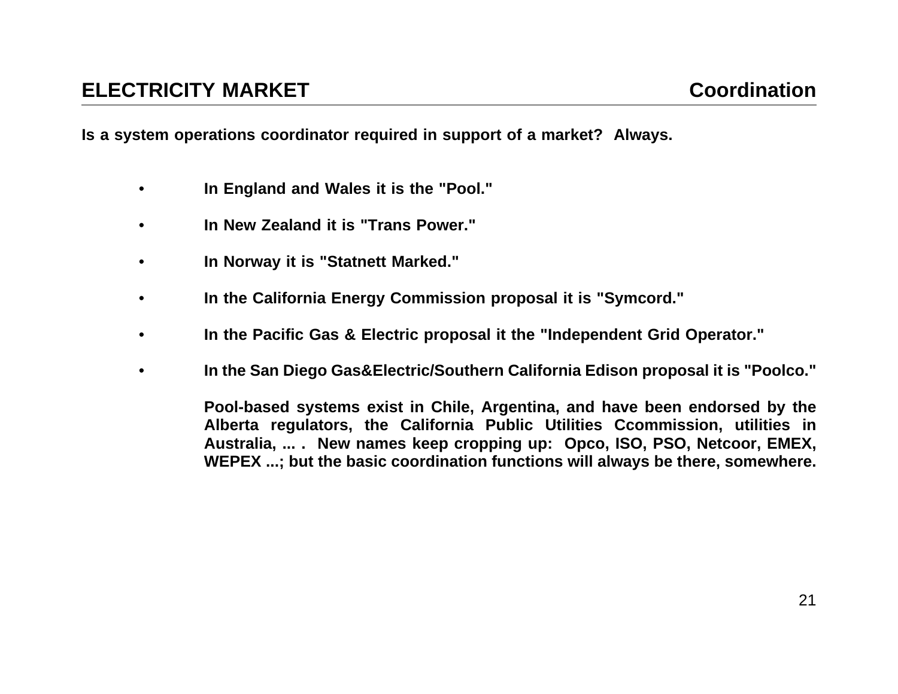## ELECTRICITY MARKET — Coordination

**Is a system operations coordinator required in support of a market? Always.**

- **In England and Wales it is the "Pool."**
- **In New Zealand it is "Trans Power."**
- **In Norway it is "Statnett Marked."**
- **In the California Energy Commission proposal it is "Symcord."**
- **In the Pacific Gas & Electric proposal it the "Independent Grid Operator."**
- **In the San Diego Gas&Electric/Southern California Edison proposal it is "Poolco."**

**Pool-based systems exist in Chile, Argentina, and have been endorsed by the Alberta regulators, the California Public Utilities Ccommission, utilities in Australia, ... . New names keep cropping up: Opco, ISO, PSO, Netcoor, EMEX, WEPEX ...; but the basic coordination functions will always be there, somewhere.**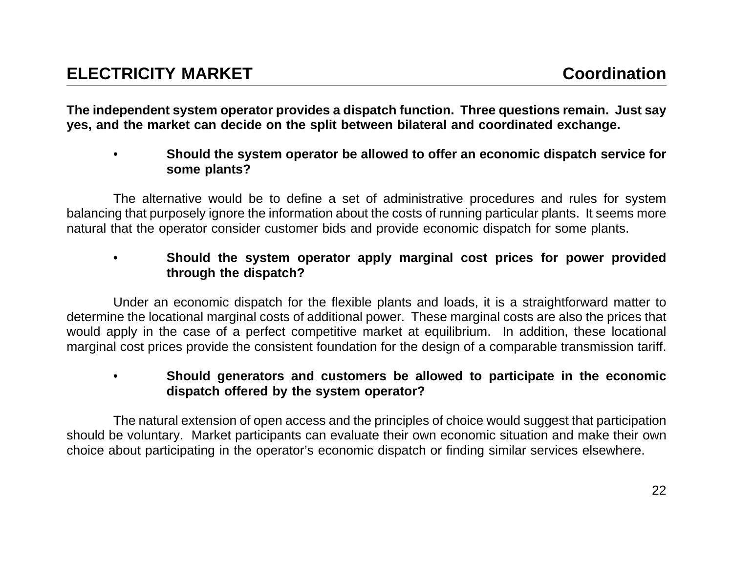## ELECTRICITY MARKET — Coordination

**The independent system operator provides a dispatch function. Three questions remain. Just say yes, and the market can decide on the split between bilateral and coordinated exchange.**

- **Should the system operator be allowed to offer an economic dispatch service for some plants?**

The alternative would be to define a set of administrative procedures and rules for system balancing that purposely ignore the information about the costs of running particular plants. It seems more natural that the operator consider customer bids and provide economic dispatch for some plants.

- **Should the system operator apply marginal cost prices for power provided through the dispatch?**

Under an economic dispatch for the flexible plants and loads, it is a straightforward matter to determine the locational marginal costs of additional power. These marginal costs are also the prices that would apply in the case of a perfect competitive market at equilibrium. In addition, these locational marginal cost prices provide the consistent foundation for the design of a comparable transmission tariff.

- **Should generators and customers be allowed to participate in the economic dispatch offered by the system operator?**

The natural extension of open access and the principles of choice would suggest that participation should be voluntary. Market participants can evaluate their own economic situation and make their own choice about participating in the operator's economic dispatch or finding similar services elsewhere.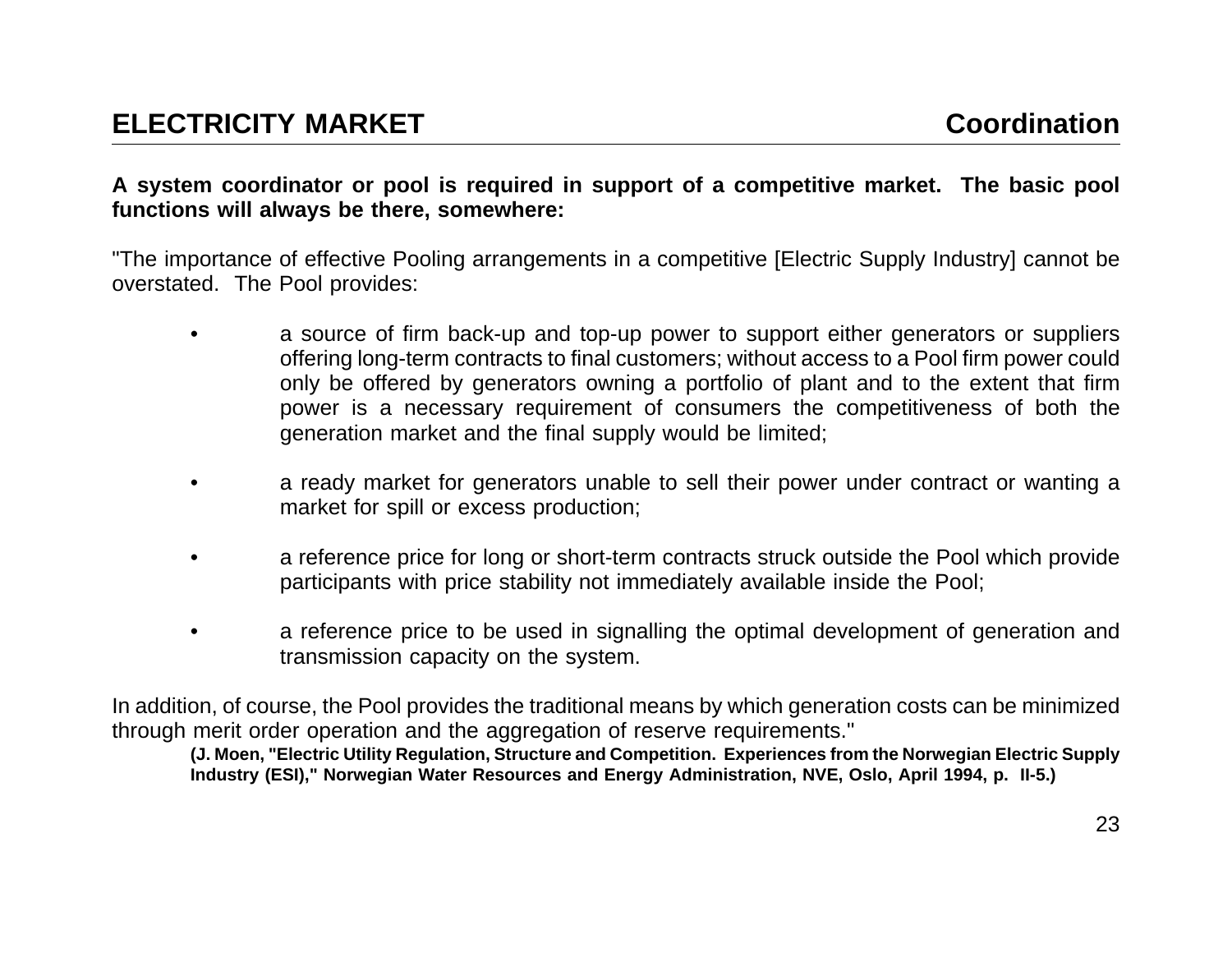## ELECTRICITY MARKET — Coordination

**A system coordinator or pool is required in support of a competitive market. The basic pool functions will always be there, somewhere:**

"The importance of effective Pooling arrangements in a competitive [Electric Supply Industry] cannot be overstated. The Pool provides:

- a source of firm back-up and top-up power to support either generators or suppliers offering long-term contracts to final customers; without access to a Pool firm power could only be offered by generators owning a portfolio of plant and to the extent that firm power is a necessary requirement of consumers the competitiveness of both the generation market and the final supply would be limited;

- a ready market for generators unable to sell their power under contract or wanting a market for spill or excess production;

- a reference price for long or short-term contracts struck outside the Pool which provide participants with price stability not immediately available inside the Pool;

- a reference price to be used in signalling the optimal development of generation and transmission capacity on the system.

In addition, of course, the Pool provides the traditional means by which generation costs can be minimized through merit order operation and the aggregation of reserve requirements."

**(J. Moen, "Electric Utility Regulation, Structure and Competition. Experiences from the Norwegian Electric Supply Industry (ESI)," Norwegian Water Resources and Energy Administration, NVE, Oslo, April 1994, p. II-5.)**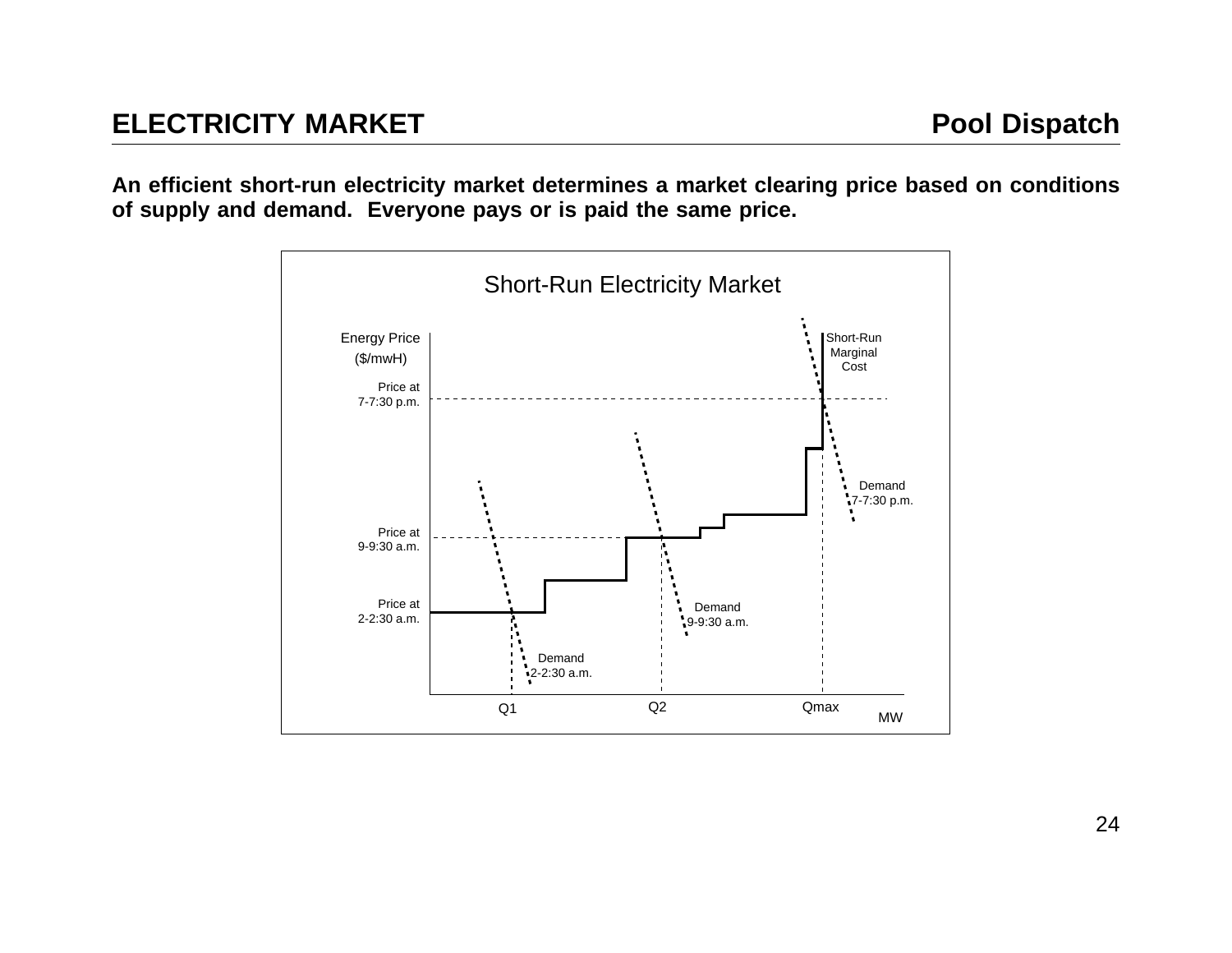# ELECTRICITY MARKET

## Pool Dispatch

**An efficient short-run electricity market determines a market clearing price based on conditions of supply and demand. Everyone pays or is paid the same price.**

Short-Run Electricity Market

Energy Price ($/mwH)

Price at 7-7:30 p.m.

Price at 9-9:30 a.m.

Price at 2-2:30 a.m.

Short-Run Marginal Cost

Demand 7-7:30 p.m.

Demand 9-9:30 a.m.

Demand 2-2:30 a.m.

Q1 Q2 Qmax MW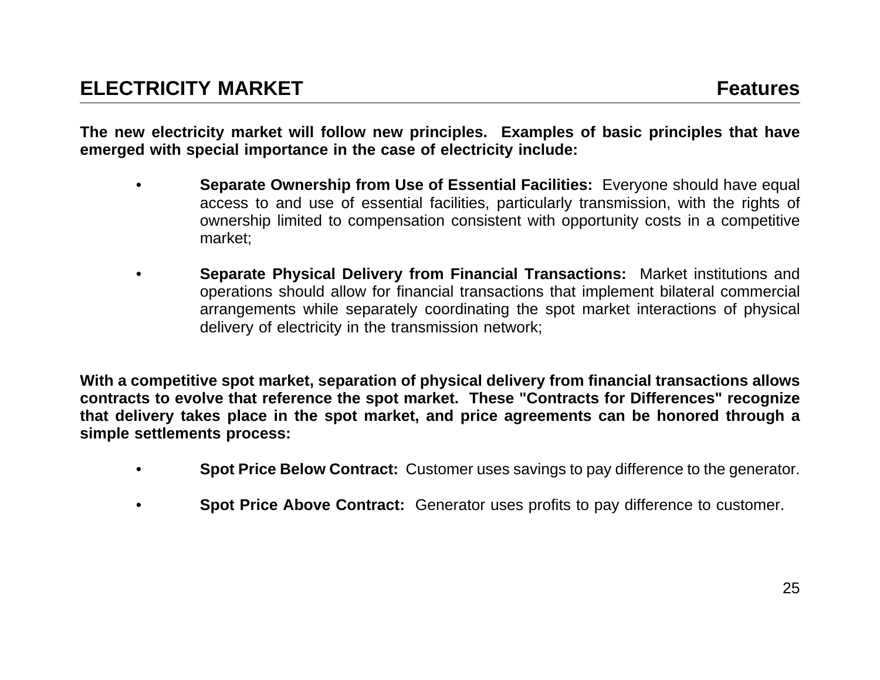## ELECTRICITY MARKET — Features

**The new electricity market will follow new principles. Examples of basic principles that have emerged with special importance in the case of electricity include:**

- **Separate Ownership from Use of Essential Facilities:** Everyone should have equal access to and use of essential facilities, particularly transmission, with the rights of ownership limited to compensation consistent with opportunity costs in a competitive market;

- **Separate Physical Delivery from Financial Transactions:** Market institutions and operations should allow for financial transactions that implement bilateral commercial arrangements while separately coordinating the spot market interactions of physical delivery of electricity in the transmission network;

**With a competitive spot market, separation of physical delivery from financial transactions allows contracts to evolve that reference the spot market. These "Contracts for Differences" recognize that delivery takes place in the spot market, and price agreements can be honored through a simple settlements process:**

- **Spot Price Below Contract:** Customer uses savings to pay difference to the generator.

- **Spot Price Above Contract:** Generator uses profits to pay difference to customer.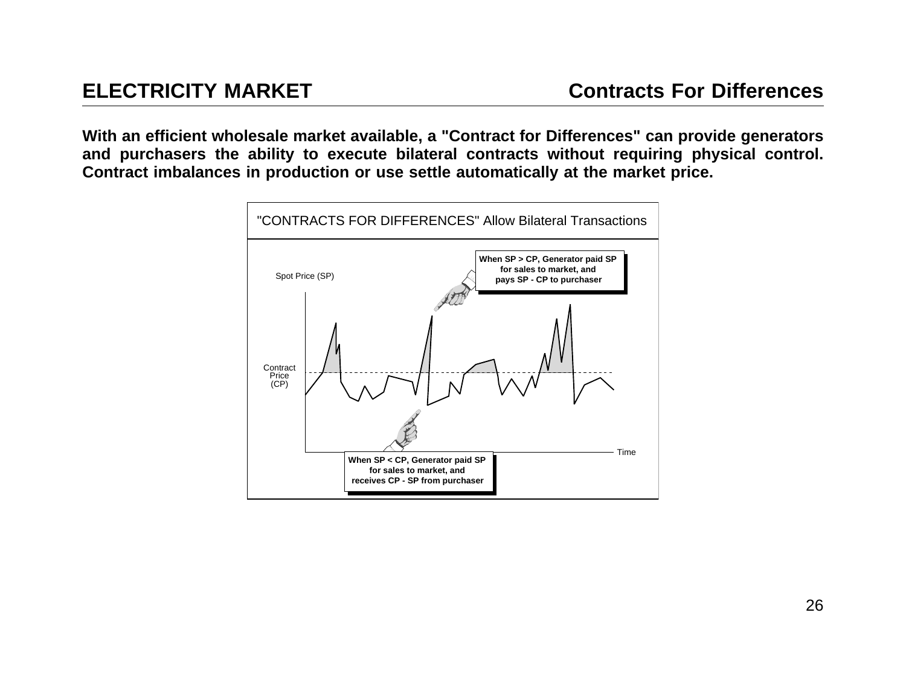# ELECTRICITY MARKET

## Contracts For Differences

**With an efficient wholesale market available, a "Contract for Differences" can provide generators and purchasers the ability to execute bilateral contracts without requiring physical control. Contract imbalances in production or use settle automatically at the market price.**

"CONTRACTS FOR DIFFERENCES" Allow Bilateral Transactions

Spot Price (SP)

Contract Price (CP)

Time

**When SP > CP, Generator paid SP for sales to market, and pays SP - CP to purchaser**

**When SP < CP, Generator paid SP for sales to market, and receives CP - SP from purchaser**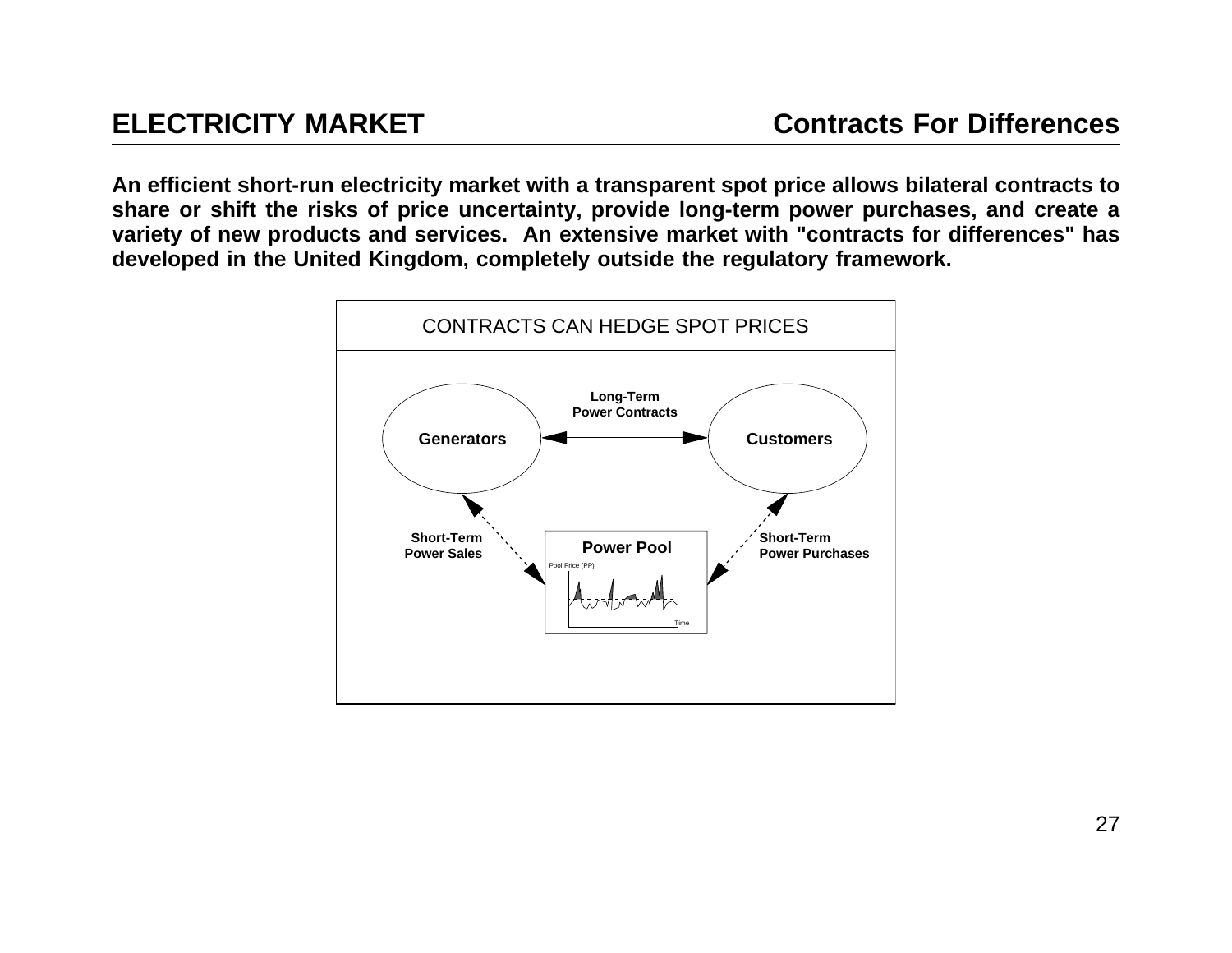## ELECTRICITY MARKET — Contracts For Differences

**An efficient short-run electricity market with a transparent spot price allows bilateral contracts to share or shift the risks of price uncertainty, provide long-term power purchases, and create a variety of new products and services. An extensive market with "contracts for differences" has developed in the United Kingdom, completely outside the regulatory framework.**

CONTRACTS CAN HEDGE SPOT PRICES

**Generators** ⟷ **Long-Term Power Contracts** ⟷ **Customers**

**Short-Term Power Sales** ⟷ **Power Pool** ⟷ **Short-Term Power Purchases**

Pool Price (PP)

Time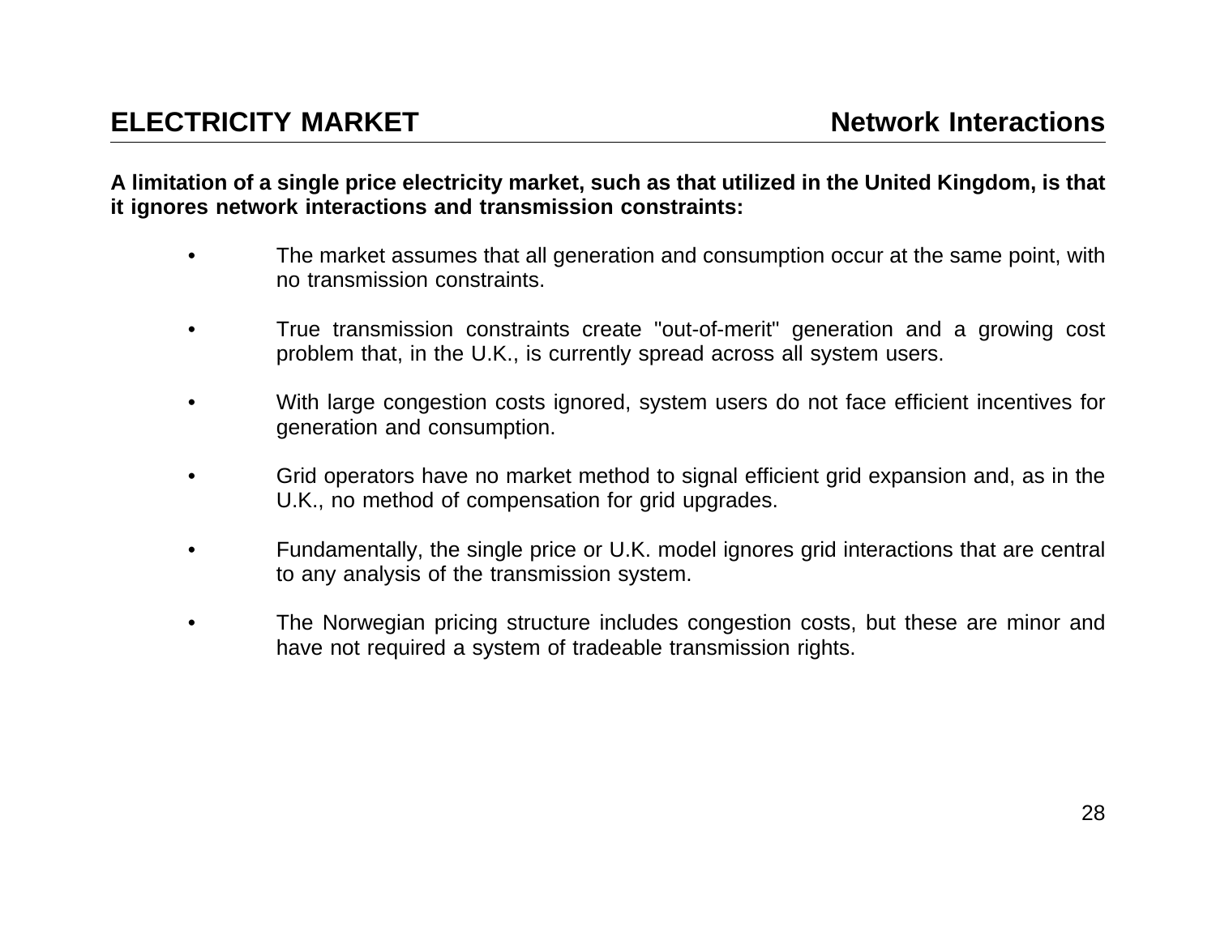## ELECTRICITY MARKET — Network Interactions

**A limitation of a single price electricity market, such as that utilized in the United Kingdom, is that it ignores network interactions and transmission constraints:**

- The market assumes that all generation and consumption occur at the same point, with no transmission constraints.

- True transmission constraints create "out-of-merit" generation and a growing cost problem that, in the U.K., is currently spread across all system users.

- With large congestion costs ignored, system users do not face efficient incentives for generation and consumption.

- Grid operators have no market method to signal efficient grid expansion and, as in the U.K., no method of compensation for grid upgrades.

- Fundamentally, the single price or U.K. model ignores grid interactions that are central to any analysis of the transmission system.

- The Norwegian pricing structure includes congestion costs, but these are minor and have not required a system of tradeable transmission rights.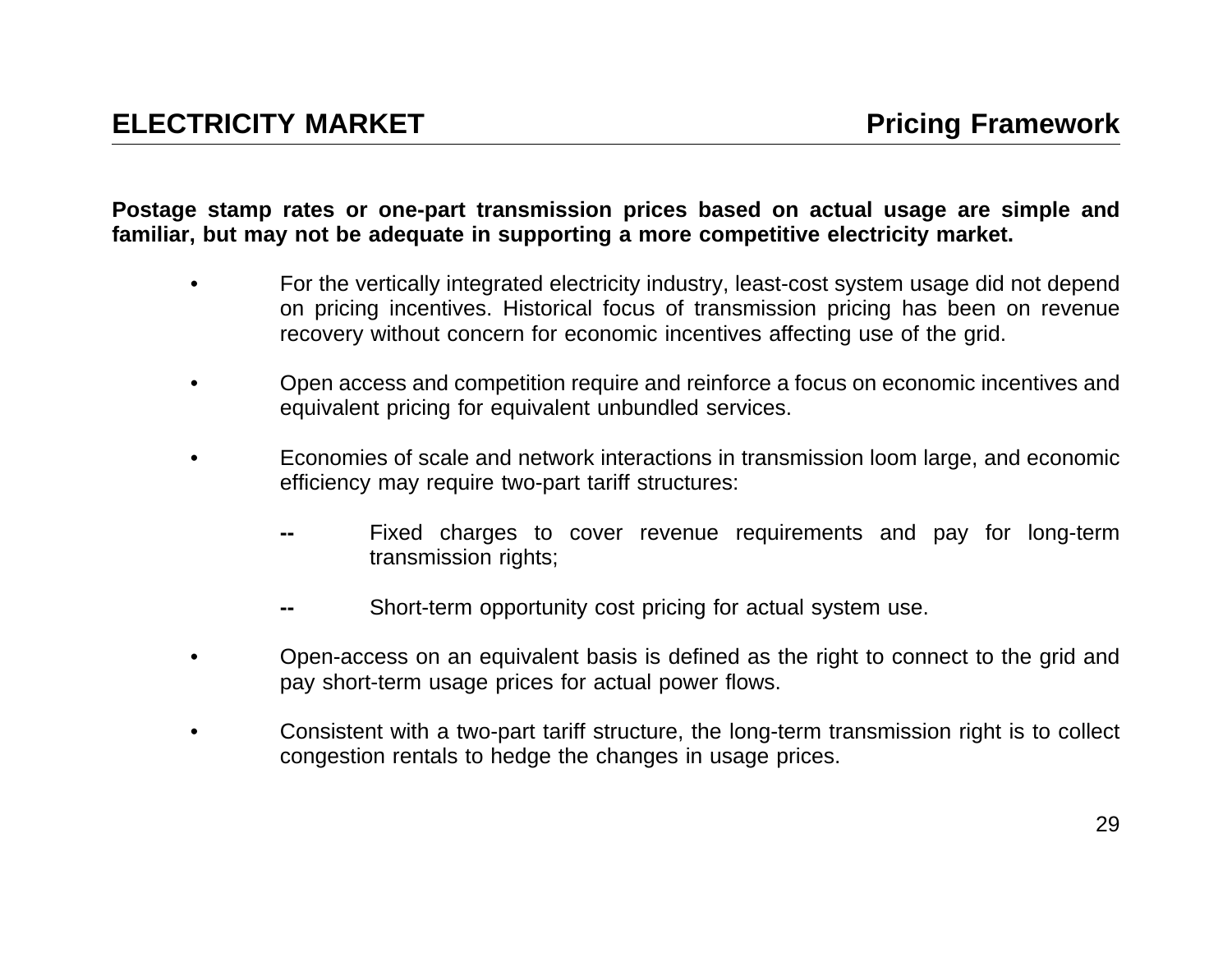**Postage stamp rates or one-part transmission prices based on actual usage are simple and familiar, but may not be adequate in supporting a more competitive electricity market.**

- For the vertically integrated electricity industry, least-cost system usage did not depend on pricing incentives. Historical focus of transmission pricing has been on revenue recovery without concern for economic incentives affecting use of the grid.

- Open access and competition require and reinforce a focus on economic incentives and equivalent pricing for equivalent unbundled services.

- Economies of scale and network interactions in transmission loom large, and economic efficiency may require two-part tariff structures:

  - Fixed charges to cover revenue requirements and pay for long-term transmission rights;

  - Short-term opportunity cost pricing for actual system use.

- Open-access on an equivalent basis is defined as the right to connect to the grid and pay short-term usage prices for actual power flows.

- Consistent with a two-part tariff structure, the long-term transmission right is to collect congestion rentals to hedge the changes in usage prices.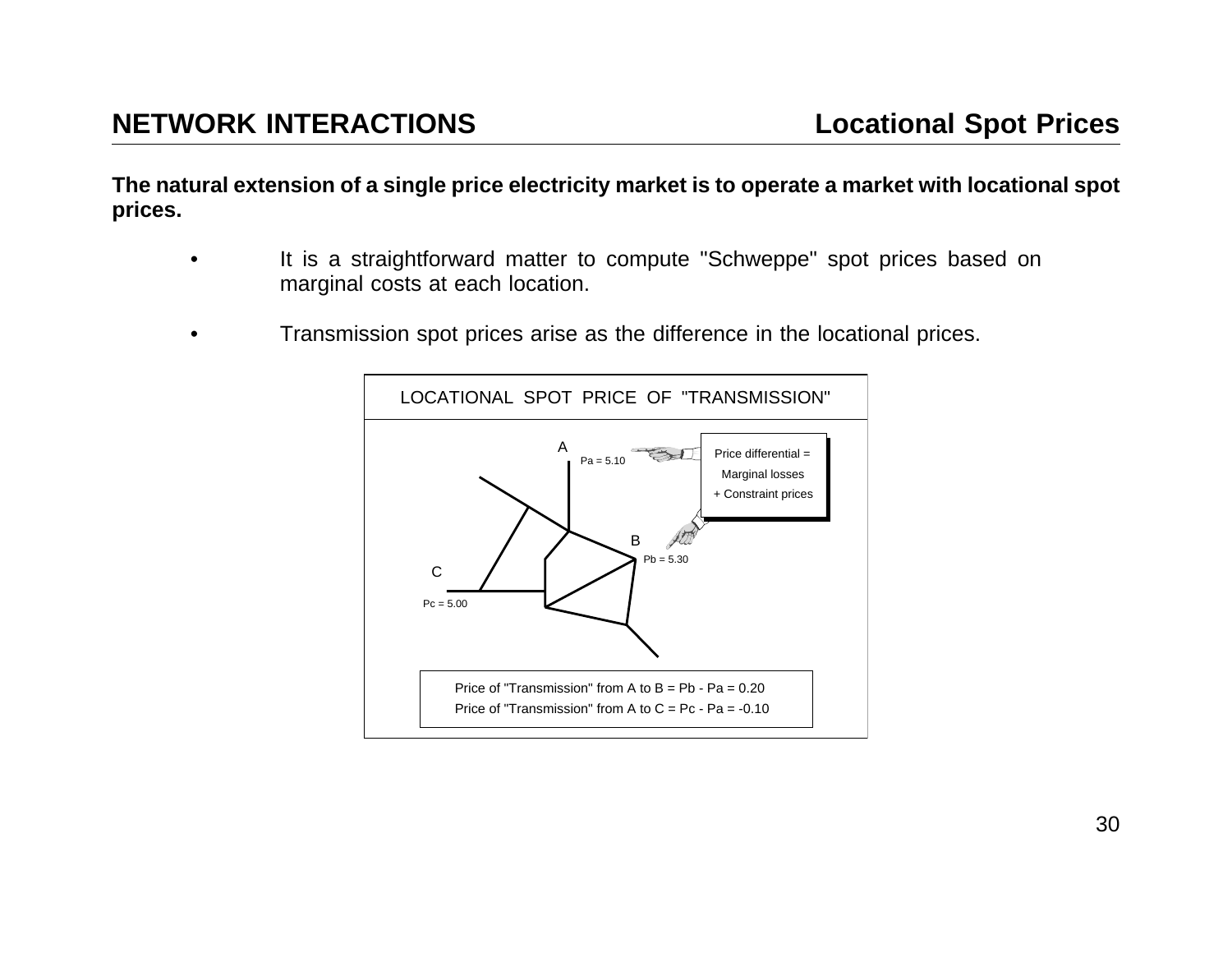## NETWORK INTERACTIONS — Locational Spot Prices

**The natural extension of a single price electricity market is to operate a market with locational spot prices.**

- It is a straightforward matter to compute "Schweppe" spot prices based on marginal costs at each location.

- Transmission spot prices arise as the difference in the locational prices.

LOCATIONAL SPOT PRICE OF "TRANSMISSION"

A: Pa = 5.10

B: Pb = 5.30

C: Pc = 5.00

Price differential = Marginal losses + Constraint prices

Price of "Transmission" from A to B = Pb - Pa = 0.20

Price of "Transmission" from A to C = Pc - Pa = -0.10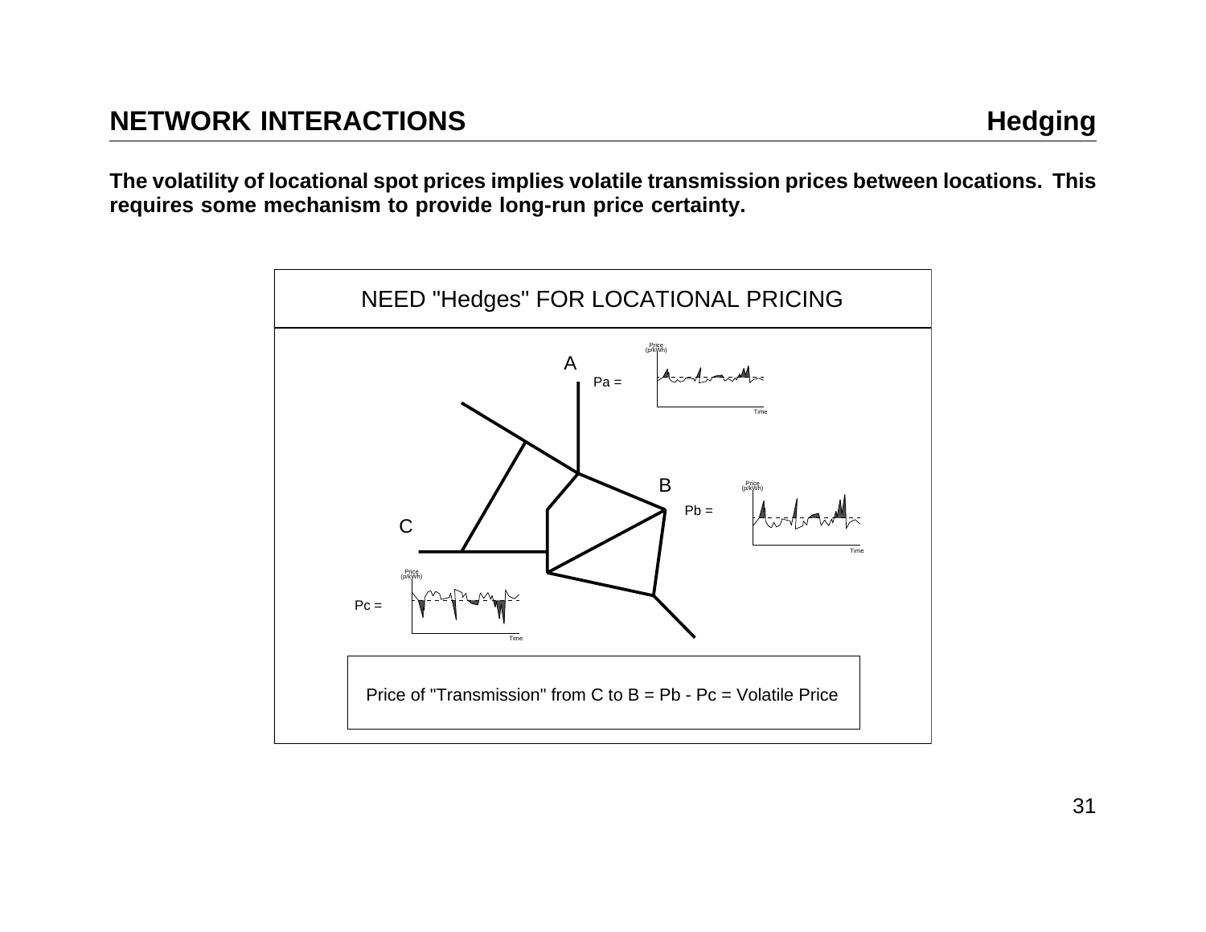## NETWORK INTERACTIONS

**Hedging**

**The volatility of locational spot prices implies volatile transmission prices between locations. This requires some mechanism to provide long-run price certainty.**

NEED "Hedges" FOR LOCATIONAL PRICING

A

Pa =

B

Pb =

C

Pc =

Price of "Transmission" from C to B = Pb - Pc = Volatile Price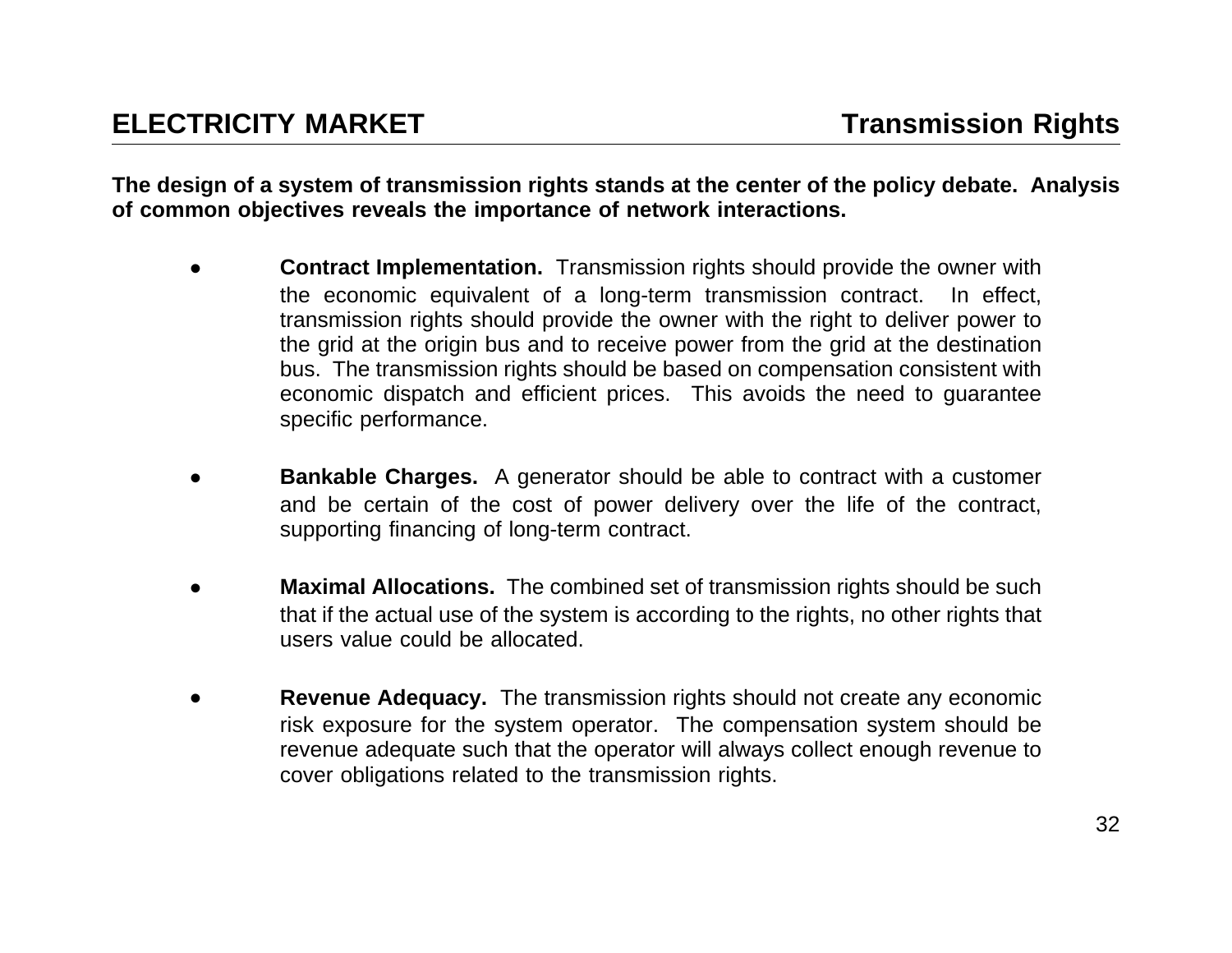## ELECTRICITY MARKET — Transmission Rights

**The design of a system of transmission rights stands at the center of the policy debate. Analysis of common objectives reveals the importance of network interactions.**

- **Contract Implementation.** Transmission rights should provide the owner with the economic equivalent of a long-term transmission contract. In effect, transmission rights should provide the owner with the right to deliver power to the grid at the origin bus and to receive power from the grid at the destination bus. The transmission rights should be based on compensation consistent with economic dispatch and efficient prices. This avoids the need to guarantee specific performance.

- **Bankable Charges.** A generator should be able to contract with a customer and be certain of the cost of power delivery over the life of the contract, supporting financing of long-term contract.

- **Maximal Allocations.** The combined set of transmission rights should be such that if the actual use of the system is according to the rights, no other rights that users value could be allocated.

- **Revenue Adequacy.** The transmission rights should not create any economic risk exposure for the system operator. The compensation system should be revenue adequate such that the operator will always collect enough revenue to cover obligations related to the transmission rights.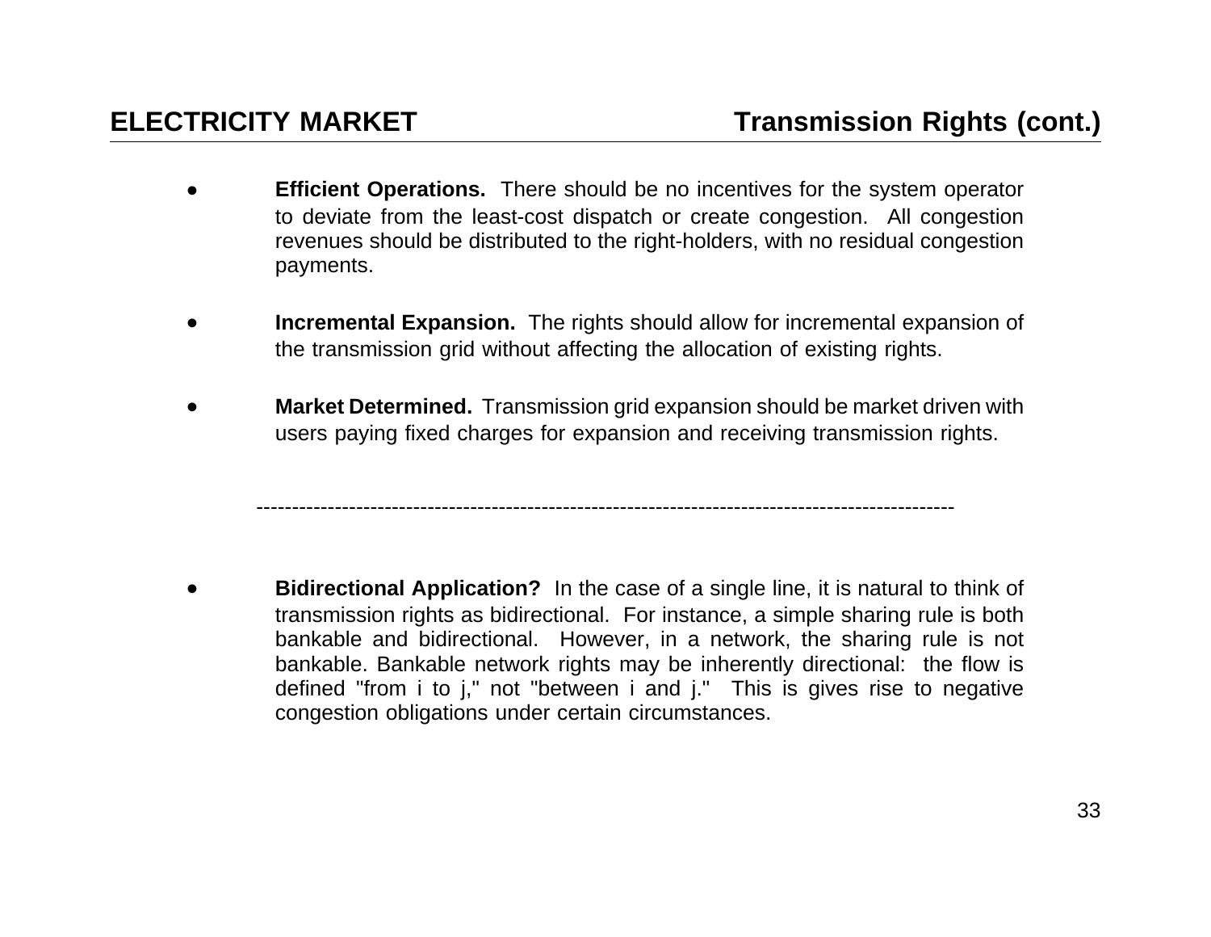## ELECTRICITY MARKET — Transmission Rights (cont.)

- **Efficient Operations.** There should be no incentives for the system operator to deviate from the least-cost dispatch or create congestion. All congestion revenues should be distributed to the right-holders, with no residual congestion payments.

- **Incremental Expansion.** The rights should allow for incremental expansion of the transmission grid without affecting the allocation of existing rights.

- **Market Determined.** Transmission grid expansion should be market driven with users paying fixed charges for expansion and receiving transmission rights.

---

- **Bidirectional Application?** In the case of a single line, it is natural to think of transmission rights as bidirectional. For instance, a simple sharing rule is both bankable and bidirectional. However, in a network, the sharing rule is not bankable. Bankable network rights may be inherently directional: the flow is defined "from i to j," not "between i and j." This is gives rise to negative congestion obligations under certain circumstances.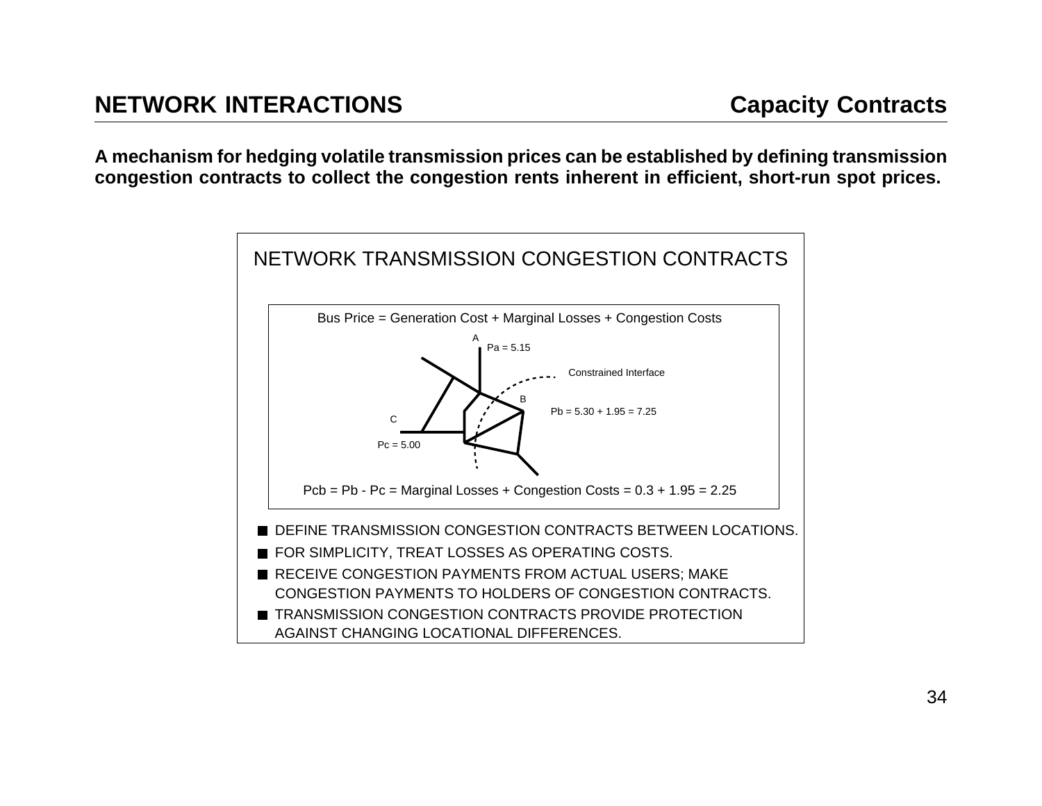## NETWORK INTERACTIONS — Capacity Contracts

**A mechanism for hedging volatile transmission prices can be established by defining transmission congestion contracts to collect the congestion rents inherent in efficient, short-run spot prices.**

### NETWORK TRANSMISSION CONGESTION CONTRACTS

Bus Price = Generation Cost + Marginal Losses + Congestion Costs

A: $P_a = 5.15$

Constrained Interface

B: $P_b = 5.30 + 1.95 = 7.25$

C: $P_c = 5.00$

$P_{cb} = P_b - P_c$ = Marginal Losses + Congestion Costs = $0.3 + 1.95 = 2.25$

- DEFINE TRANSMISSION CONGESTION CONTRACTS BETWEEN LOCATIONS.
- FOR SIMPLICITY, TREAT LOSSES AS OPERATING COSTS.
- RECEIVE CONGESTION PAYMENTS FROM ACTUAL USERS; MAKE CONGESTION PAYMENTS TO HOLDERS OF CONGESTION CONTRACTS.
- TRANSMISSION CONGESTION CONTRACTS PROVIDE PROTECTION AGAINST CHANGING LOCATIONAL DIFFERENCES.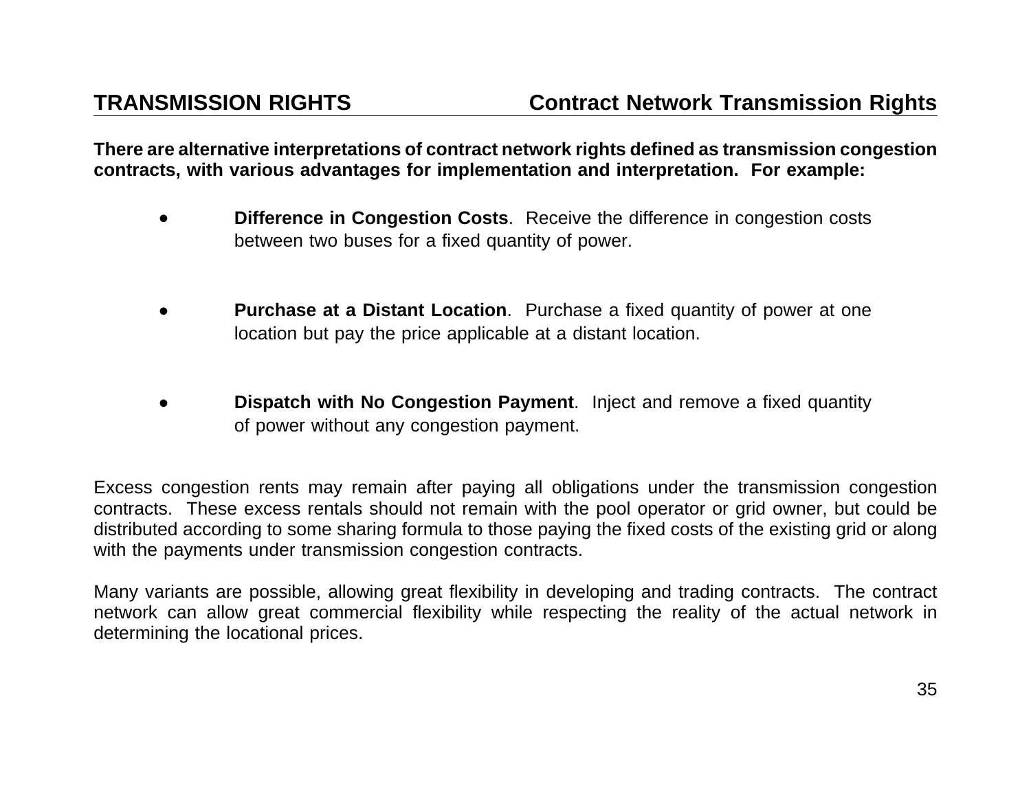## TRANSMISSION RIGHTS — Contract Network Transmission Rights

**There are alternative interpretations of contract network rights defined as transmission congestion contracts, with various advantages for implementation and interpretation. For example:**

- **Difference in Congestion Costs**. Receive the difference in congestion costs between two buses for a fixed quantity of power.

- **Purchase at a Distant Location**. Purchase a fixed quantity of power at one location but pay the price applicable at a distant location.

- **Dispatch with No Congestion Payment**. Inject and remove a fixed quantity of power without any congestion payment.

Excess congestion rents may remain after paying all obligations under the transmission congestion contracts. These excess rentals should not remain with the pool operator or grid owner, but could be distributed according to some sharing formula to those paying the fixed costs of the existing grid or along with the payments under transmission congestion contracts.

Many variants are possible, allowing great flexibility in developing and trading contracts. The contract network can allow great commercial flexibility while respecting the reality of the actual network in determining the locational prices.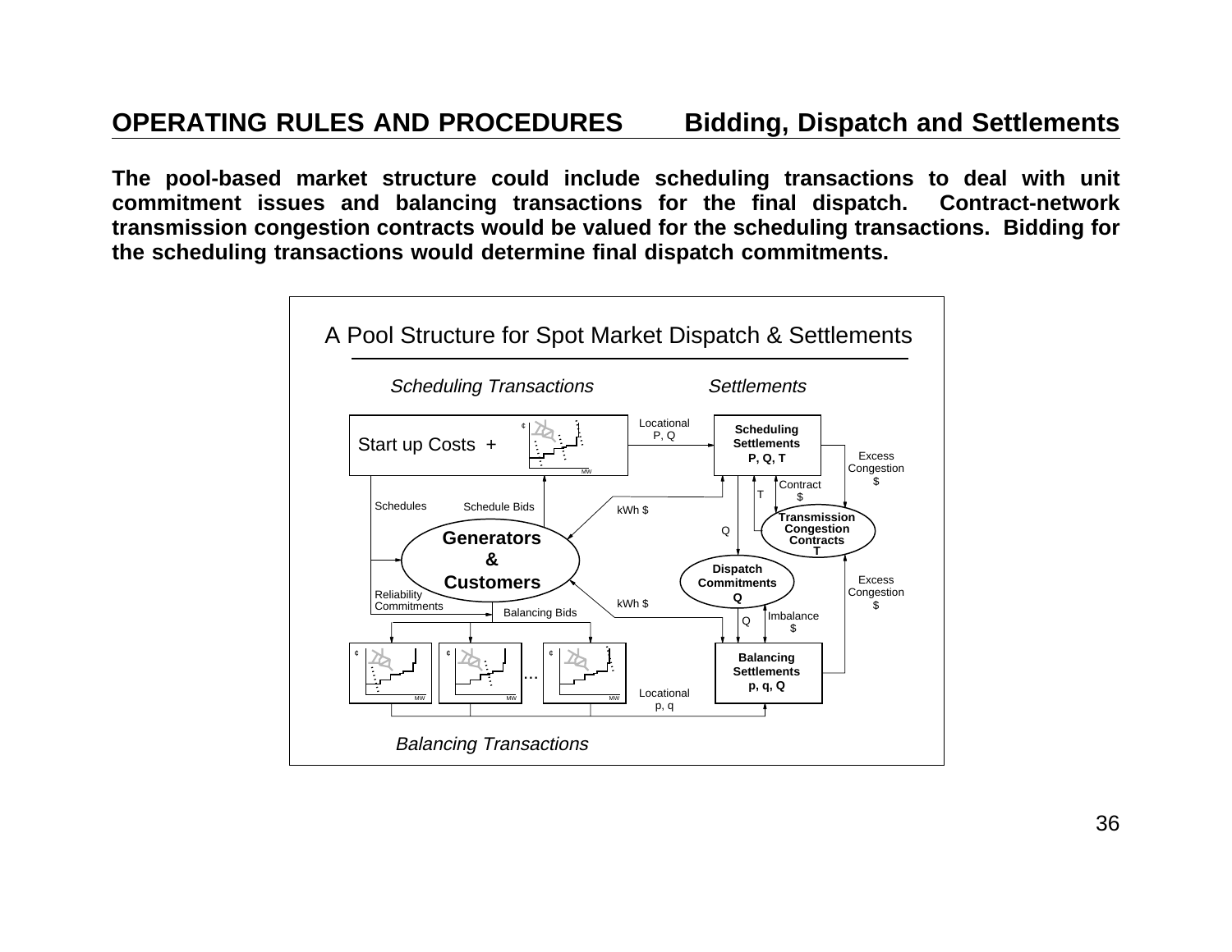## OPERATING RULES AND PROCEDURES — Bidding, Dispatch and Settlements

**The pool-based market structure could include scheduling transactions to deal with unit commitment issues and balancing transactions for the final dispatch. Contract-network transmission congestion contracts would be valued for the scheduling transactions. Bidding for the scheduling transactions would determine final dispatch commitments.**

A Pool Structure for Spot Market Dispatch & Settlements

*Scheduling Transactions* — *Settlements*

Start up Costs +

Locational P, Q

**Scheduling Settlements P, Q, T**

Excess Congestion $

Contract $

T

Schedules — Schedule Bids

kWh $

**Transmission Congestion Contracts T**

Q

**Generators & Customers**

**Dispatch Commitments Q**

Excess Congestion $

Reliability Commitments

kWh $

Balancing Bids

Q — Imbalance $

**Balancing Settlements p, q, Q**

Locational p, q

*Balancing Transactions*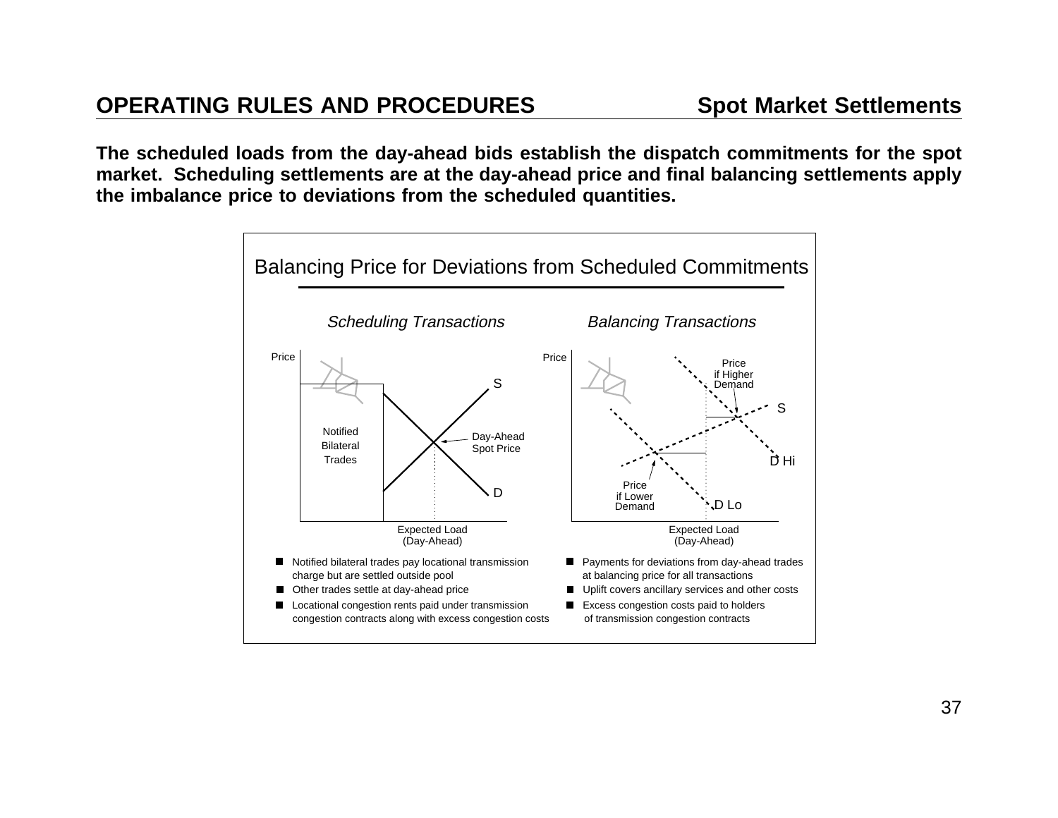## OPERATING RULES AND PROCEDURES — Spot Market Settlements

**The scheduled loads from the day-ahead bids establish the dispatch commitments for the spot market. Scheduling settlements are at the day-ahead price and final balancing settlements apply the imbalance price to deviations from the scheduled quantities.**

### Balancing Price for Deviations from Scheduled Commitments

*Scheduling Transactions*

Price

Notified Bilateral Trades

S

D

Day-Ahead Spot Price

Expected Load (Day-Ahead)

- Notified bilateral trades pay locational transmission charge but are settled outside pool
- Other trades settle at day-ahead price
- Locational congestion rents paid under transmission congestion contracts along with excess congestion costs

*Balancing Transactions*

Price

Price if Higher Demand

S

D Hi

Price if Lower Demand

D Lo

Expected Load (Day-Ahead)

- Payments for deviations from day-ahead trades at balancing price for all transactions
- Uplift covers ancillary services and other costs
- Excess congestion costs paid to holders of transmission congestion contracts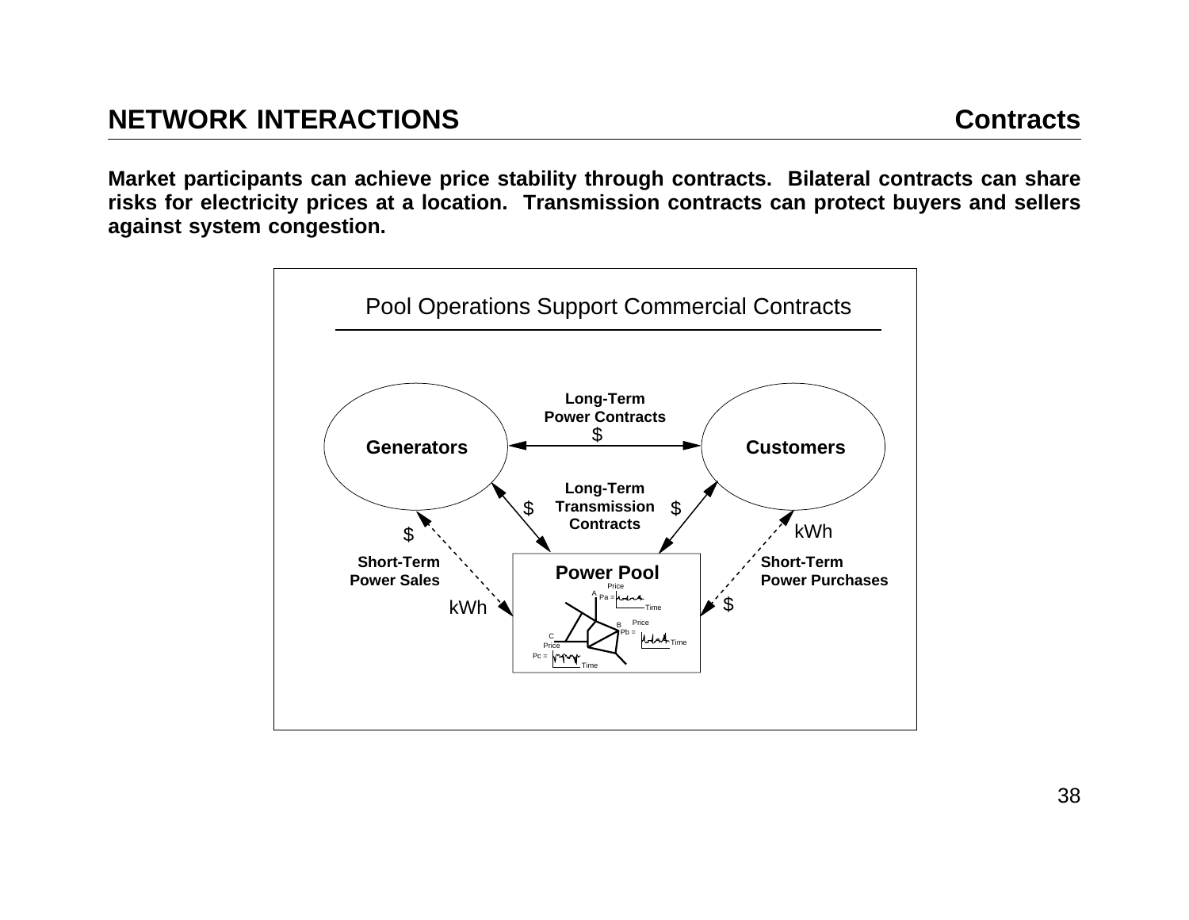## NETWORK INTERACTIONS — Contracts

**Market participants can achieve price stability through contracts. Bilateral contracts can share risks for electricity prices at a location. Transmission contracts can protect buyers and sellers against system congestion.**

Pool Operations Support Commercial Contracts

**Generators**

**Customers**

**Long-Term Power Contracts** $

**Long-Term Transmission Contracts** $ $

**Short-Term Power Sales** $ kWh

**Short-Term Power Purchases** kWh $

**Power Pool**

Price A Pa = Time

Price B Pb = Time

C Price Pc = Time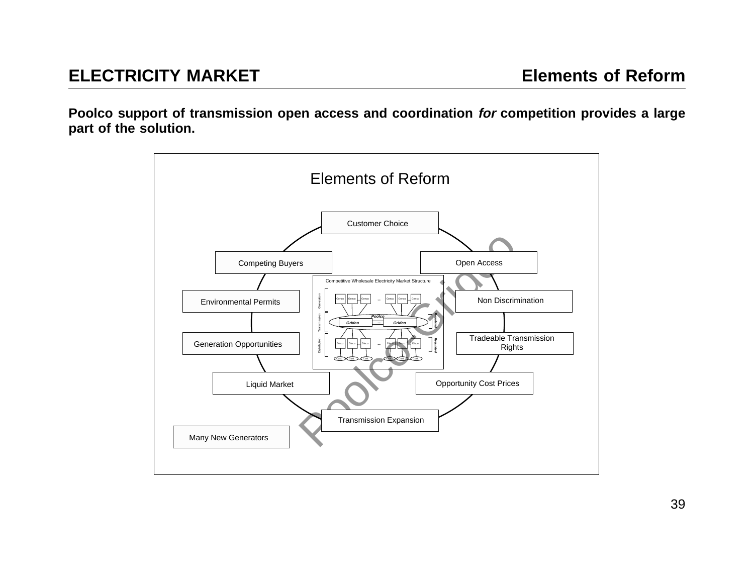# ELECTRICITY MARKET — Elements of Reform

**Poolco support of transmission open access and coordination *for* competition provides a large part of the solution.**

Elements of Reform

- Customer Choice
- Open Access
- Non Discrimination
- Tradeable Transmission Rights
- Opportunity Cost Prices
- Transmission Expansion
- Liquid Market
- Generation Opportunities
- Environmental Permits
- Competing Buyers
- Many New Generators

Competitive Wholesale Electricity Market Structure

Generation: Genco Genco Genco ... Genco Genco Genco

Transmission: Poolco — Gridco ... Gridco (Regulated)

Distribution: Disco Disco Disco ... Disco Disco Disco (Regulated)

Cust Cust Cust ... Cust Cust Cust

Poolco-Gridco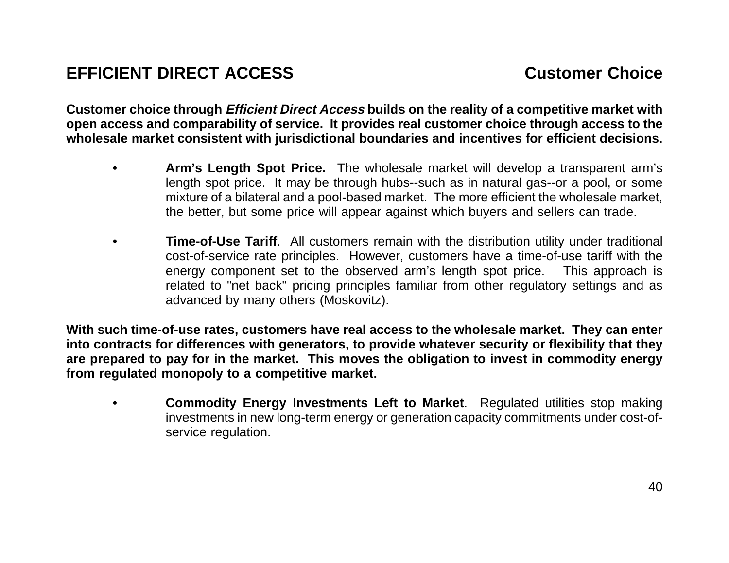## EFFICIENT DIRECT ACCESS — Customer Choice

**Customer choice through *Efficient Direct Access* builds on the reality of a competitive market with open access and comparability of service. It provides real customer choice through access to the wholesale market consistent with jurisdictional boundaries and incentives for efficient decisions.**

- **Arm's Length Spot Price.** The wholesale market will develop a transparent arm's length spot price. It may be through hubs--such as in natural gas--or a pool, or some mixture of a bilateral and a pool-based market. The more efficient the wholesale market, the better, but some price will appear against which buyers and sellers can trade.

- **Time-of-Use Tariff**. All customers remain with the distribution utility under traditional cost-of-service rate principles. However, customers have a time-of-use tariff with the energy component set to the observed arm's length spot price. This approach is related to "net back" pricing principles familiar from other regulatory settings and as advanced by many others (Moskovitz).

**With such time-of-use rates, customers have real access to the wholesale market. They can enter into contracts for differences with generators, to provide whatever security or flexibility that they are prepared to pay for in the market. This moves the obligation to invest in commodity energy from regulated monopoly to a competitive market.**

- **Commodity Energy Investments Left to Market**. Regulated utilities stop making investments in new long-term energy or generation capacity commitments under cost-of-service regulation.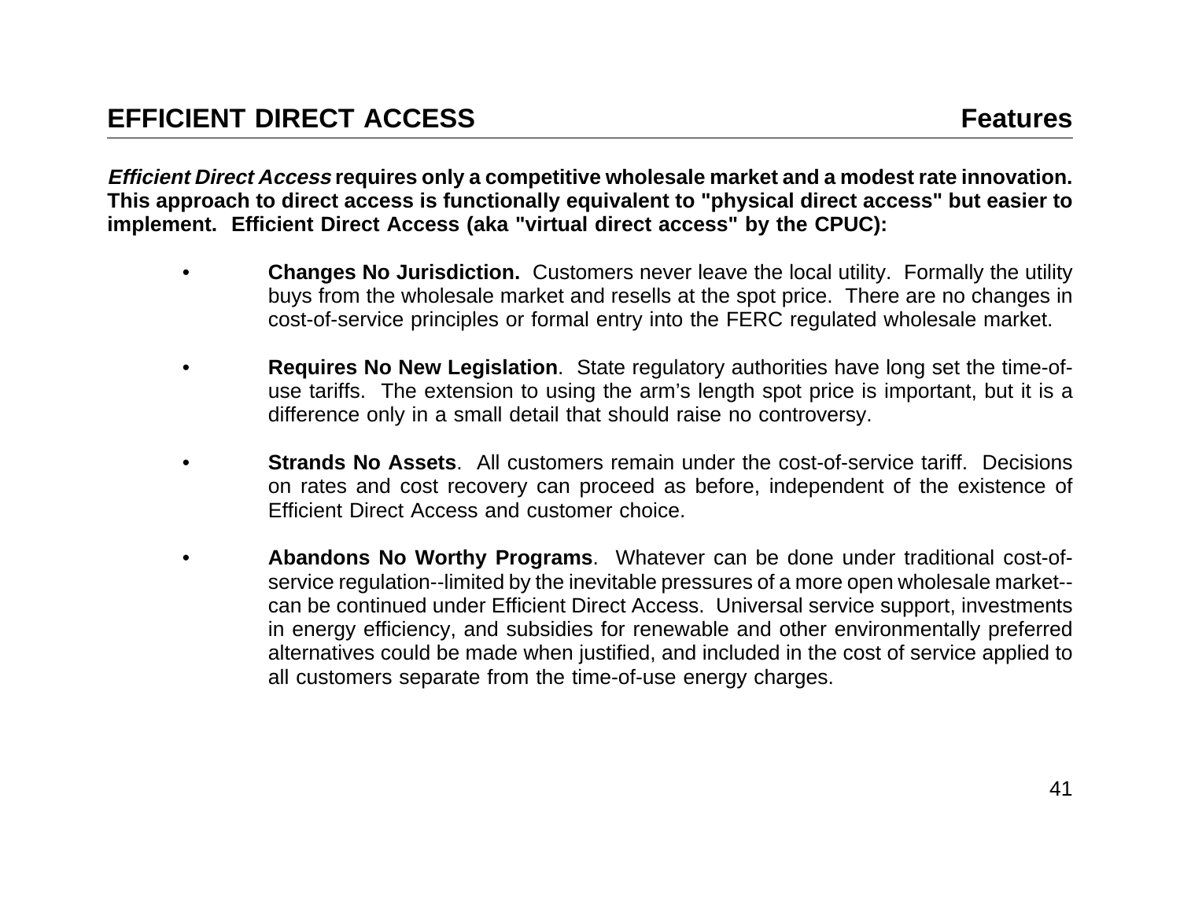## EFFICIENT DIRECT ACCESS — Features

***Efficient Direct Access*** **requires only a competitive wholesale market and a modest rate innovation. This approach to direct access is functionally equivalent to "physical direct access" but easier to implement. Efficient Direct Access (aka "virtual direct access" by the CPUC):**

- **Changes No Jurisdiction.** Customers never leave the local utility. Formally the utility buys from the wholesale market and resells at the spot price. There are no changes in cost-of-service principles or formal entry into the FERC regulated wholesale market.

- **Requires No New Legislation**. State regulatory authorities have long set the time-of-use tariffs. The extension to using the arm's length spot price is important, but it is a difference only in a small detail that should raise no controversy.

- **Strands No Assets**. All customers remain under the cost-of-service tariff. Decisions on rates and cost recovery can proceed as before, independent of the existence of Efficient Direct Access and customer choice.

- **Abandons No Worthy Programs**. Whatever can be done under traditional cost-of-service regulation--limited by the inevitable pressures of a more open wholesale market--can be continued under Efficient Direct Access. Universal service support, investments in energy efficiency, and subsidies for renewable and other environmentally preferred alternatives could be made when justified, and included in the cost of service applied to all customers separate from the time-of-use energy charges.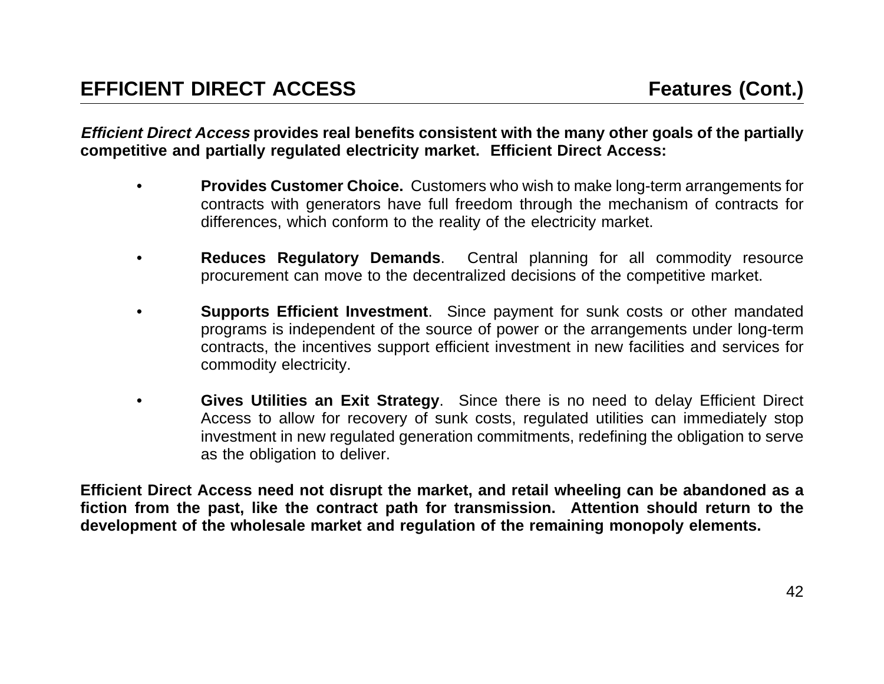## EFFICIENT DIRECT ACCESS — Features (Cont.)

***Efficient Direct Access*** **provides real benefits consistent with the many other goals of the partially competitive and partially regulated electricity market. Efficient Direct Access:**

- **Provides Customer Choice.** Customers who wish to make long-term arrangements for contracts with generators have full freedom through the mechanism of contracts for differences, which conform to the reality of the electricity market.

- **Reduces Regulatory Demands**. Central planning for all commodity resource procurement can move to the decentralized decisions of the competitive market.

- **Supports Efficient Investment**. Since payment for sunk costs or other mandated programs is independent of the source of power or the arrangements under long-term contracts, the incentives support efficient investment in new facilities and services for commodity electricity.

- **Gives Utilities an Exit Strategy**. Since there is no need to delay Efficient Direct Access to allow for recovery of sunk costs, regulated utilities can immediately stop investment in new regulated generation commitments, redefining the obligation to serve as the obligation to deliver.

**Efficient Direct Access need not disrupt the market, and retail wheeling can be abandoned as a fiction from the past, like the contract path for transmission. Attention should return to the development of the wholesale market and regulation of the remaining monopoly elements.**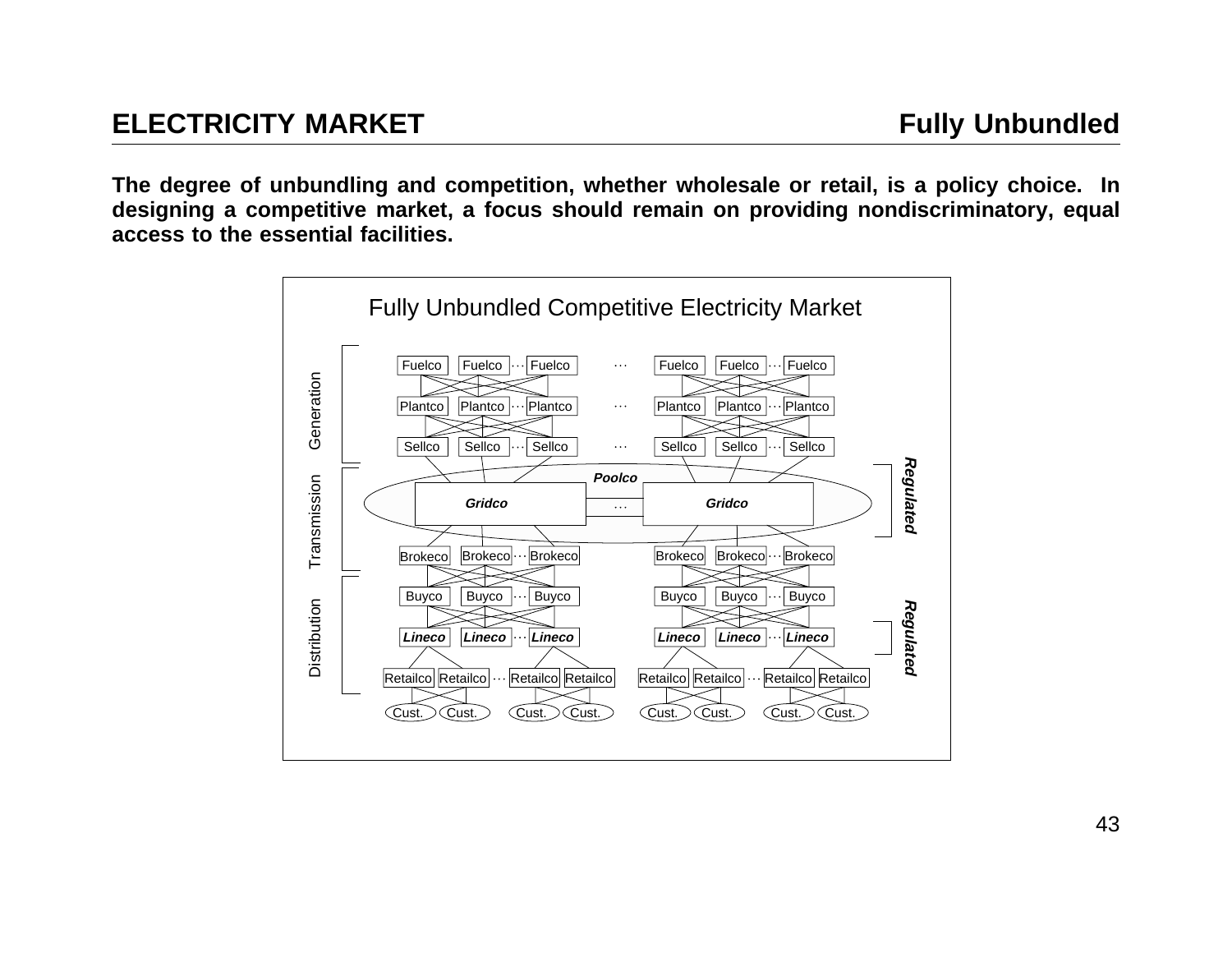## ELECTRICITY MARKET — Fully Unbundled

**The degree of unbundling and competition, whether wholesale or retail, is a policy choice. In designing a competitive market, a focus should remain on providing nondiscriminatory, equal access to the essential facilities.**

Fully Unbundled Competitive Electricity Market

Generation: Fuelco, Fuelco ··· Fuelco ··· Fuelco, Fuelco ··· Fuelco; Plantco, Plantco ··· Plantco ··· Plantco, Plantco ··· Plantco; Sellco, Sellco ··· Sellco ··· Sellco, Sellco ··· Sellco

Transmission: ***Poolco***; ***Gridco*** ··· ***Gridco*** (*Regulated*); Brokeco, Brokeco ··· Brokeco; Brokeco, Brokeco ··· Brokeco

Distribution: Buyco, Buyco ··· Buyco; Buyco, Buyco ··· Buyco; ***Lineco***, ***Lineco*** ··· ***Lineco***; ***Lineco***, ***Lineco*** ··· ***Lineco*** (*Regulated*); Retailco, Retailco ··· Retailco, Retailco; Retailco, Retailco ··· Retailco, Retailco; Cust., Cust., Cust., Cust.; Cust., Cust., Cust., Cust.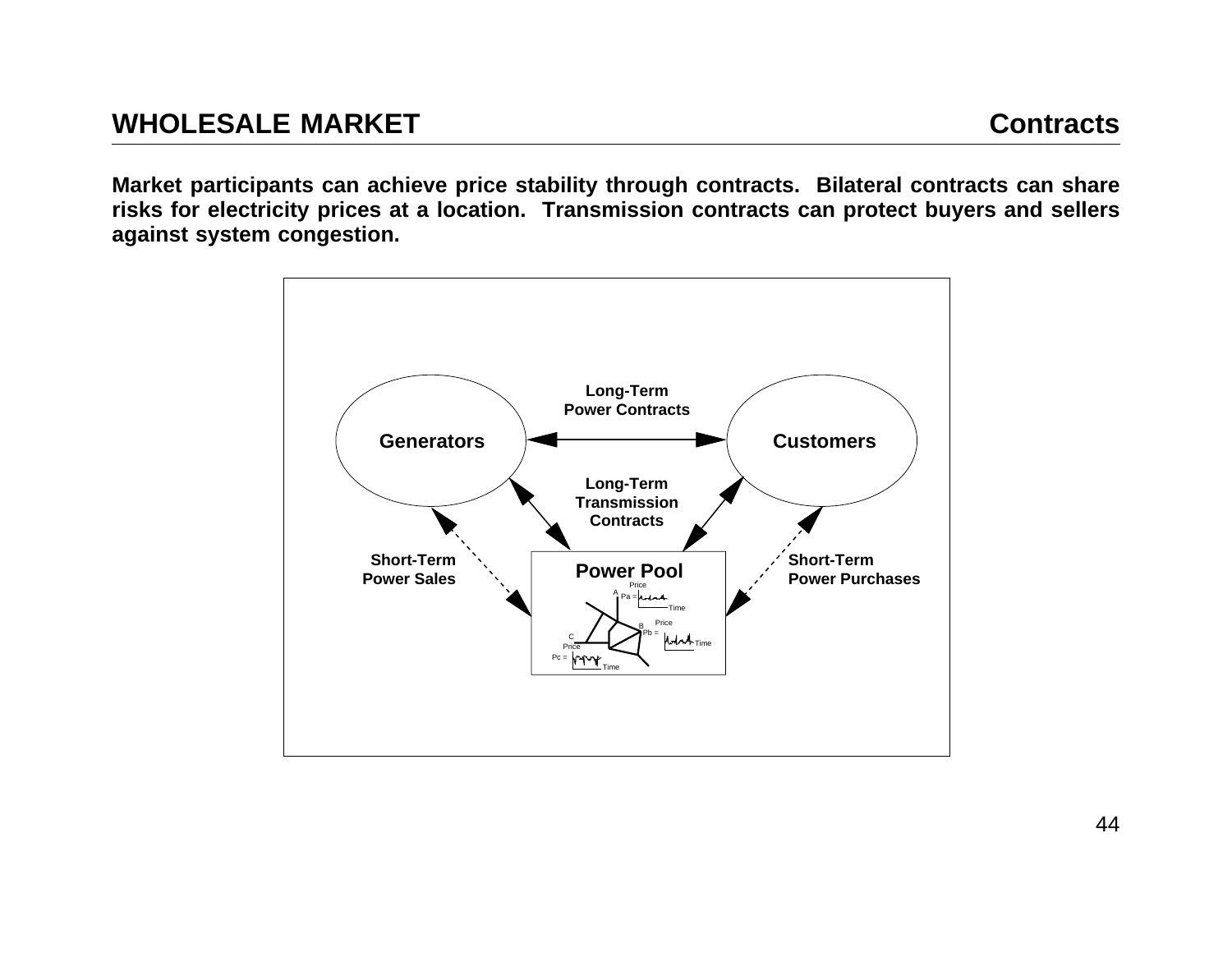## WHOLESALE MARKET — Contracts

**Market participants can achieve price stability through contracts. Bilateral contracts can share risks for electricity prices at a location. Transmission contracts can protect buyers and sellers against system congestion.**

Generators

Customers

Long-Term Power Contracts

Long-Term Transmission Contracts

Short-Term Power Sales

Short-Term Power Purchases

Power Pool

Price A Pa = Time

Price B Pb = Time

C Price Pc = Time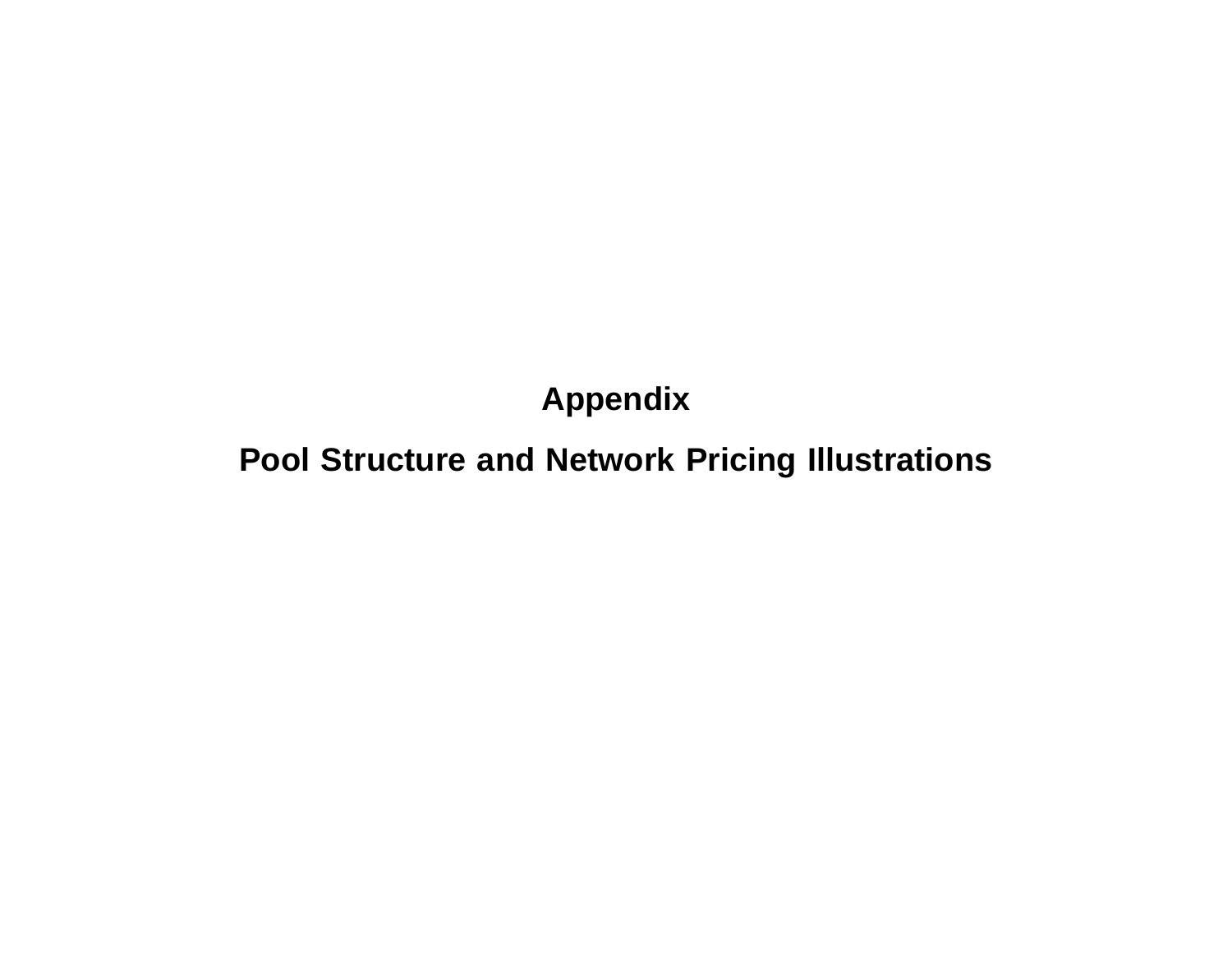# Appendix

# Pool Structure and Network Pricing Illustrations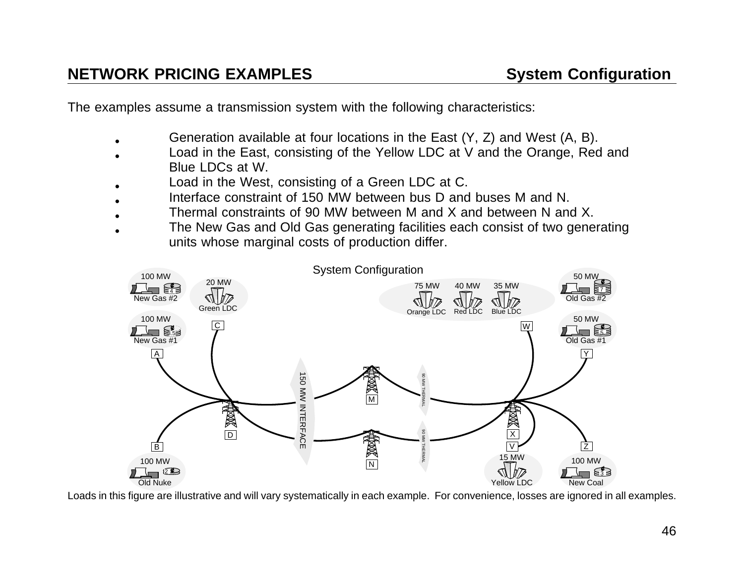## NETWORK PRICING EXAMPLES — System Configuration

The examples assume a transmission system with the following characteristics:

- Generation available at four locations in the East (Y, Z) and West (A, B).
- Load in the East, consisting of the Yellow LDC at V and the Orange, Red and Blue LDCs at W.
- Load in the West, consisting of a Green LDC at C.
- Interface constraint of 150 MW between bus D and buses M and N.
- Thermal constraints of 90 MW between M and X and between N and X.
- The New Gas and Old Gas generating facilities each consist of two generating units whose marginal costs of production differ.

System Configuration

Loads in this figure are illustrative and will vary systematically in each example. For convenience, losses are ignored in all examples.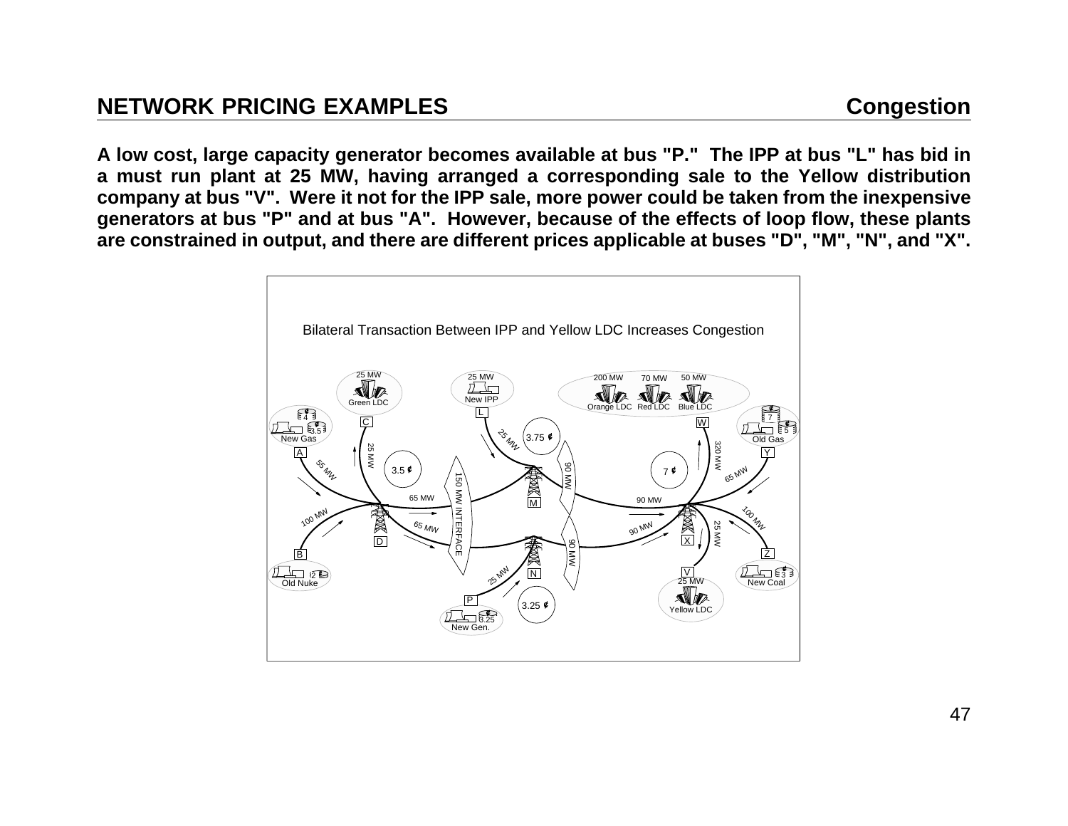## NETWORK PRICING EXAMPLES

## Congestion

**A low cost, large capacity generator becomes available at bus "P." The IPP at bus "L" has bid in a must run plant at 25 MW, having arranged a corresponding sale to the Yellow distribution company at bus "V". Were it not for the IPP sale, more power could be taken from the inexpensive generators at bus "P" and at bus "A". However, because of the effects of loop flow, these plants are constrained in output, and there are different prices applicable at buses "D", "M", "N", and "X".**

Bilateral Transaction Between IPP and Yellow LDC Increases Congestion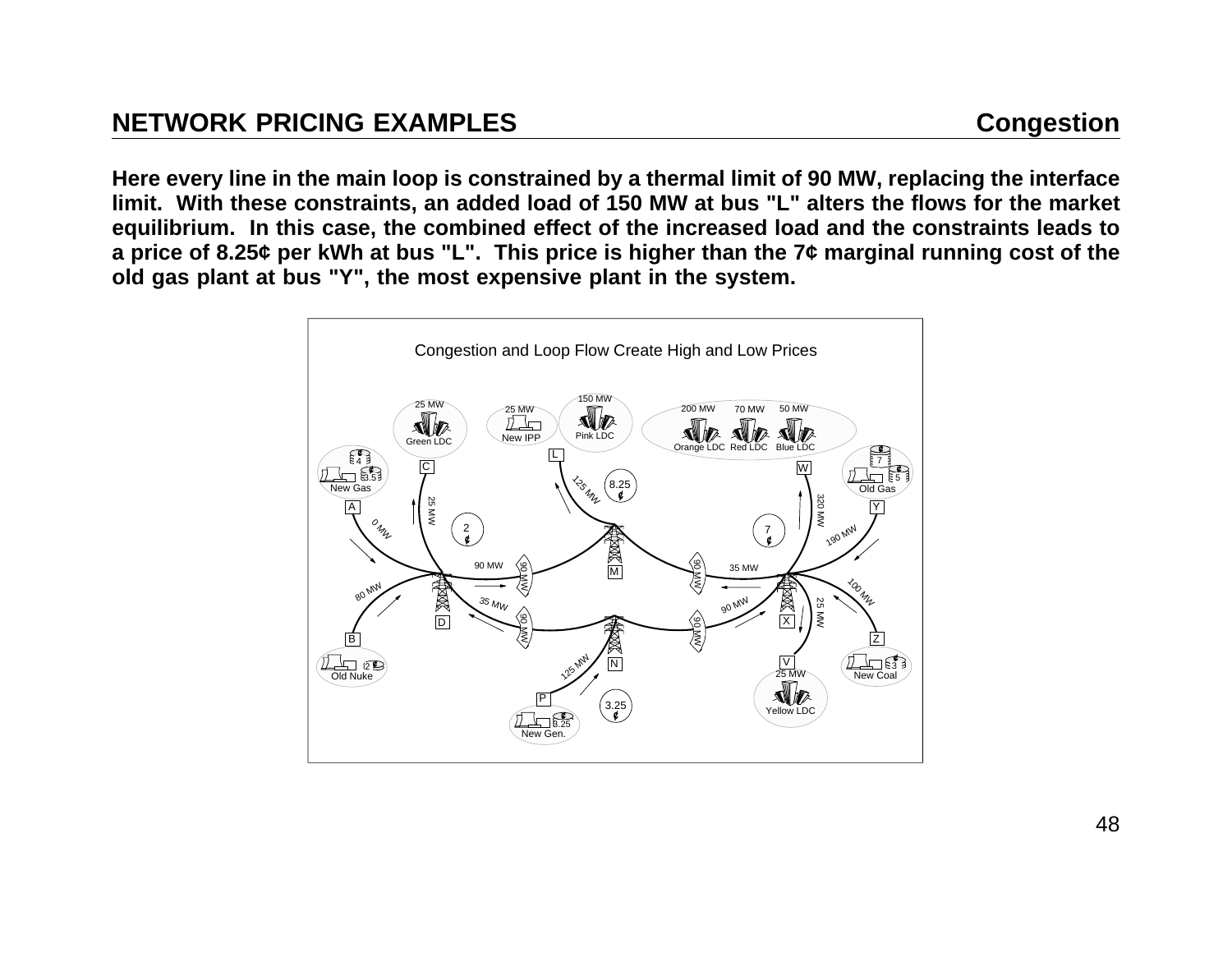## NETWORK PRICING EXAMPLES — Congestion

**Here every line in the main loop is constrained by a thermal limit of 90 MW, replacing the interface limit. With these constraints, an added load of 150 MW at bus "L" alters the flows for the market equilibrium. In this case, the combined effect of the increased load and the constraints leads to a price of 8.25¢ per kWh at bus "L". This price is higher than the 7¢ marginal running cost of the old gas plant at bus "Y", the most expensive plant in the system.**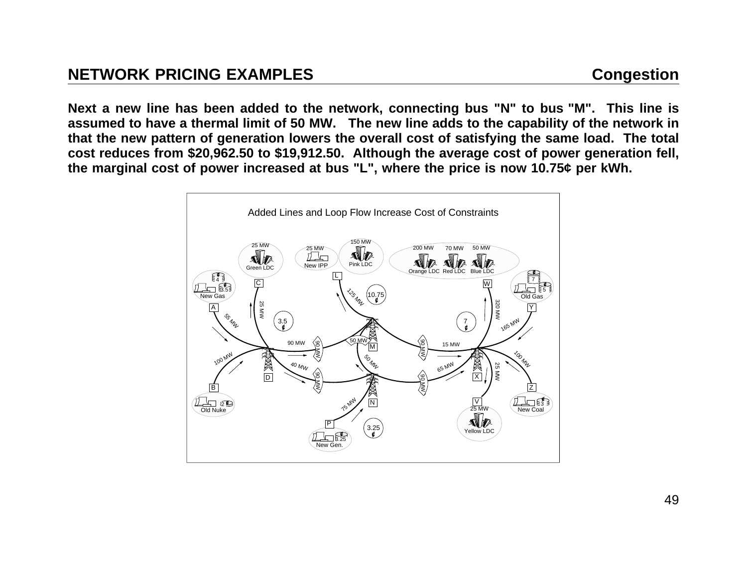## NETWORK PRICING EXAMPLES — Congestion

**Next a new line has been added to the network, connecting bus "N" to bus "M". This line is assumed to have a thermal limit of 50 MW. The new line adds to the capability of the network in that the new pattern of generation lowers the overall cost of satisfying the same load. The total cost reduces from $20,962.50 to $19,912.50. Although the average cost of power generation fell, the marginal cost of power increased at bus "L", where the price is now 10.75¢ per kWh.**

Added Lines and Loop Flow Increase Cost of Constraints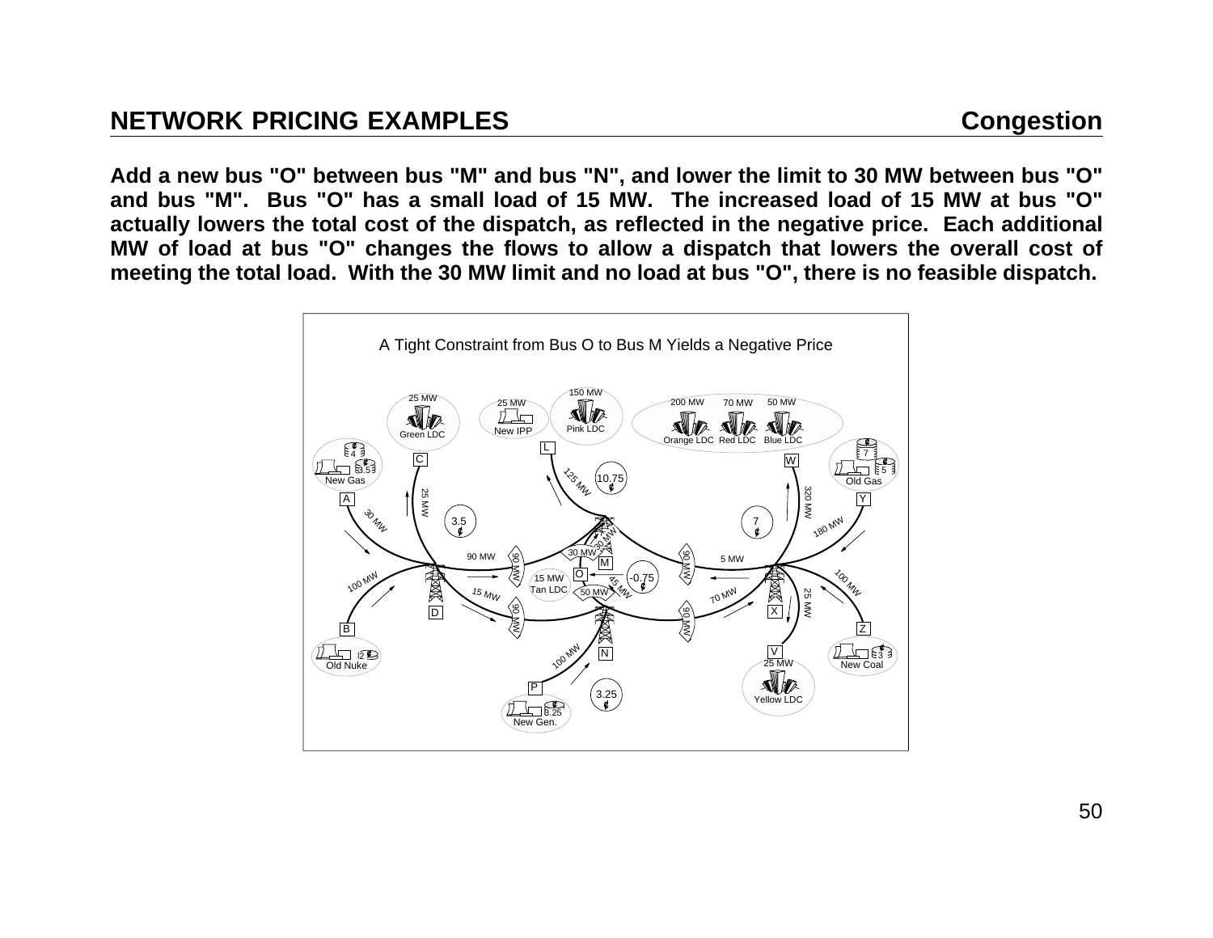## NETWORK PRICING EXAMPLES — Congestion

**Add a new bus "O" between bus "M" and bus "N", and lower the limit to 30 MW between bus "O" and bus "M". Bus "O" has a small load of 15 MW. The increased load of 15 MW at bus "O" actually lowers the total cost of the dispatch, as reflected in the negative price. Each additional MW of load at bus "O" changes the flows to allow a dispatch that lowers the overall cost of meeting the total load. With the 30 MW limit and no load at bus "O", there is no feasible dispatch.**

A Tight Constraint from Bus O to Bus M Yields a Negative Price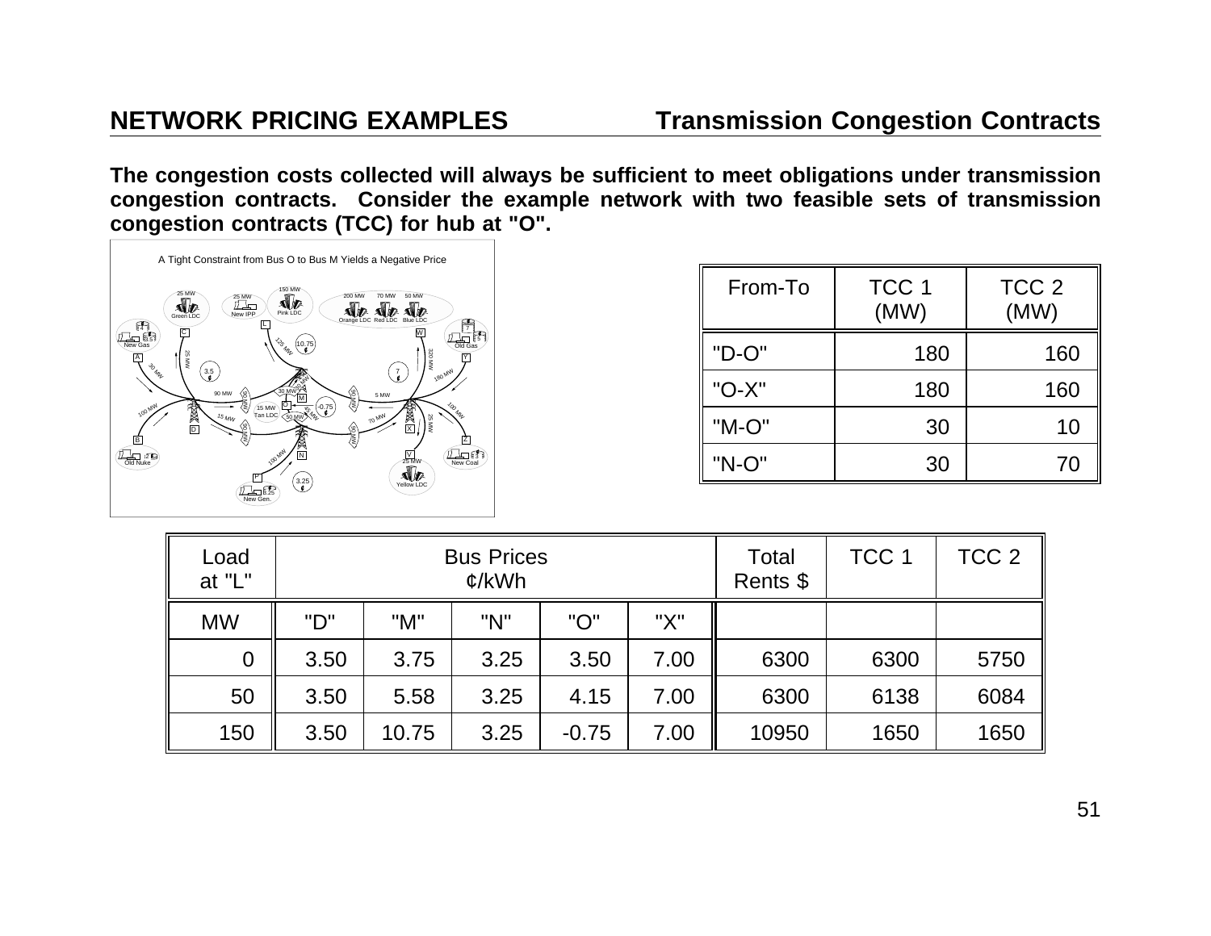## NETWORK PRICING EXAMPLES — Transmission Congestion Contracts

**The congestion costs collected will always be sufficient to meet obligations under transmission congestion contracts. Consider the example network with two feasible sets of transmission congestion contracts (TCC) for hub at "O".**

| From-To | TCC 1 (MW) | TCC 2 (MW) |
|---|---|---|
| "D-O" | 180 | 160 |
| "O-X" | 180 | 160 |
| "M-O" | 30 | 10 |
| "N-O" | 30 | 70 |

| Load at "L" | Bus Prices ¢/kWh | | | | | Total Rents $ | TCC 1 | TCC 2 |
|---|---|---|---|---|---|---|---|---|
| MW | "D" | "M" | "N" | "O" | "X" | | | |
| 0 | 3.50 | 3.75 | 3.25 | 3.50 | 7.00 | 6300 | 6300 | 5750 |
| 50 | 3.50 | 5.58 | 3.25 | 4.15 | 7.00 | 6300 | 6138 | 6084 |
| 150 | 3.50 | 10.75 | 3.25 | -0.75 | 7.00 | 10950 | 1650 | 1650 |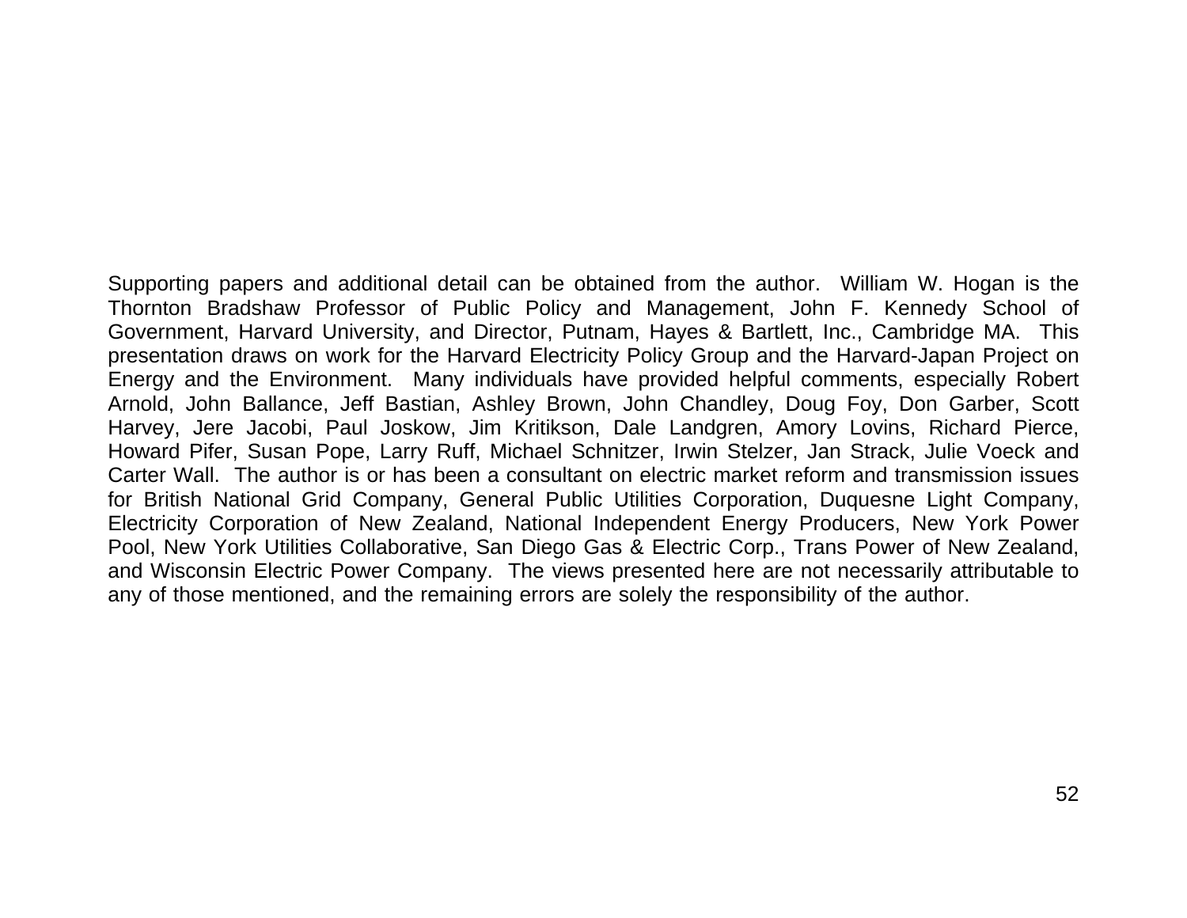Supporting papers and additional detail can be obtained from the author.  William W. Hogan is the Thornton Bradshaw Professor of Public Policy and Management, John F. Kennedy School of Government, Harvard University, and Director, Putnam, Hayes & Bartlett, Inc., Cambridge MA.  This presentation draws on work for the Harvard Electricity Policy Group and the Harvard-Japan Project on Energy and the Environment.  Many individuals have provided helpful comments, especially Robert Arnold, John Ballance, Jeff Bastian, Ashley Brown, John Chandley, Doug Foy, Don Garber, Scott Harvey, Jere Jacobi, Paul Joskow, Jim Kritikson, Dale Landgren, Amory Lovins, Richard Pierce, Howard Pifer, Susan Pope, Larry Ruff, Michael Schnitzer, Irwin Stelzer, Jan Strack, Julie Voeck and Carter Wall.  The author is or has been a consultant on electric market reform and transmission issues for British National Grid Company, General Public Utilities Corporation, Duquesne Light Company, Electricity Corporation of New Zealand, National Independent Energy Producers, New York Power Pool, New York Utilities Collaborative, San Diego Gas & Electric Corp., Trans Power of New Zealand, and Wisconsin Electric Power Company.  The views presented here are not necessarily attributable to any of those mentioned, and the remaining errors are solely the responsibility of the author.